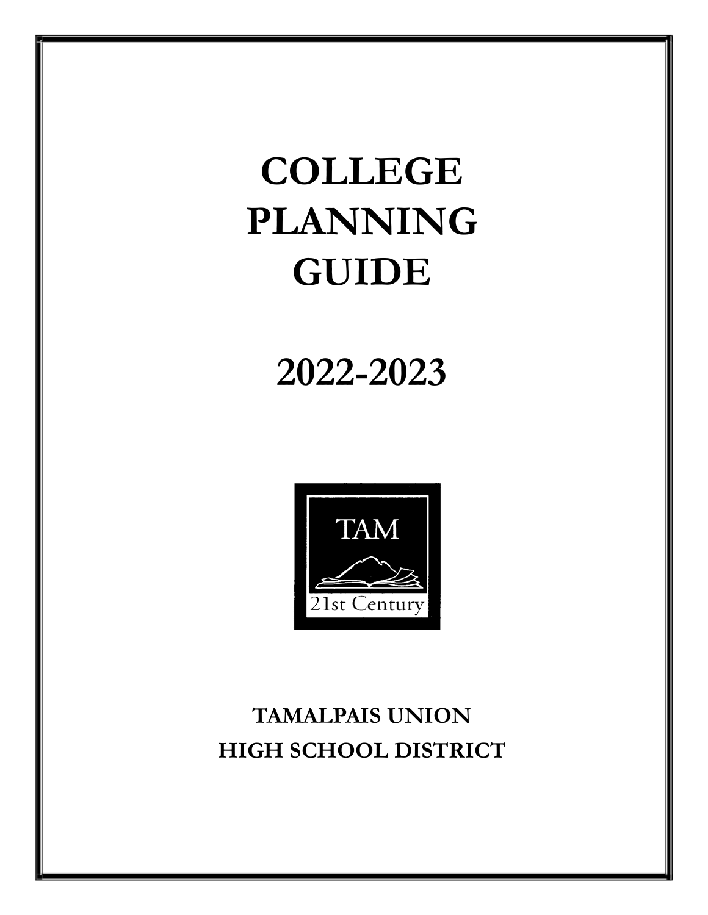# COLLEGE PLANNING GUIDE

# 2022-2023

TAM

21st Century

**TAMALPAIS UNION HIGH SCHOOL DISTRICT**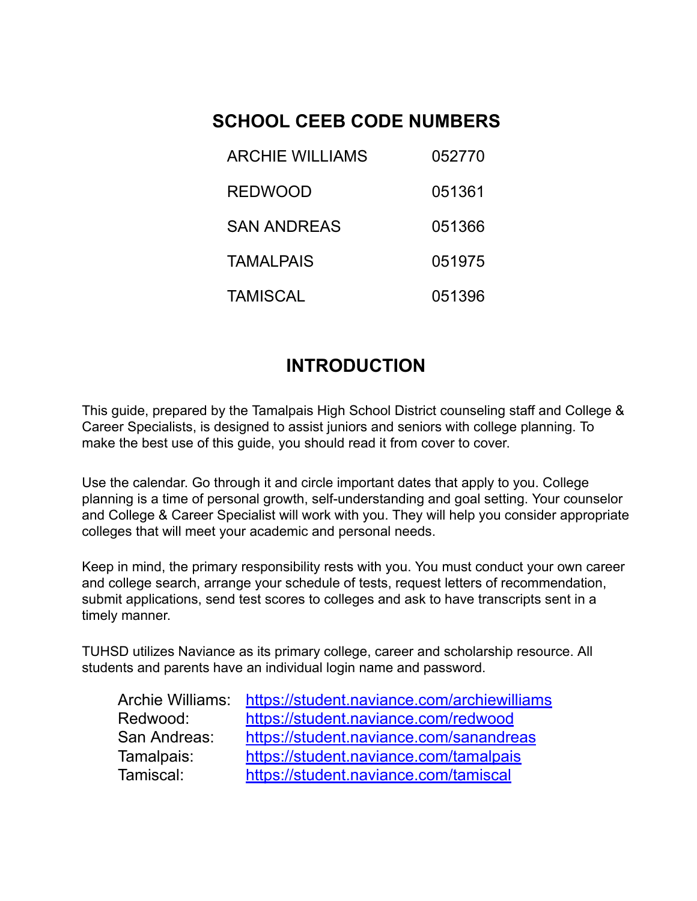## SCHOOL CEEB CODE NUMBERS

| | |
|---|---|
| ARCHIE WILLIAMS | 052770 |
| REDWOOD | 051361 |
| SAN ANDREAS | 051366 |
| TAMALPAIS | 051975 |
| TAMISCAL | 051396 |

## INTRODUCTION

This guide, prepared by the Tamalpais High School District counseling staff and College & Career Specialists, is designed to assist juniors and seniors with college planning. To make the best use of this guide, you should read it from cover to cover.

Use the calendar. Go through it and circle important dates that apply to you. College planning is a time of personal growth, self-understanding and goal setting. Your counselor and College & Career Specialist will work with you. They will help you consider appropriate colleges that will meet your academic and personal needs.

Keep in mind, the primary responsibility rests with you. You must conduct your own career and college search, arrange your schedule of tests, request letters of recommendation, submit applications, send test scores to colleges and ask to have transcripts sent in a timely manner.

TUHSD utilizes Naviance as its primary college, career and scholarship resource. All students and parents have an individual login name and password.

| | |
|---|---|
| Archie Williams: | https://student.naviance.com/archiewilliams |
| Redwood: | https://student.naviance.com/redwood |
| San Andreas: | https://student.naviance.com/sanandreas |
| Tamalpais: | https://student.naviance.com/tamalpais |
| Tamiscal: | https://student.naviance.com/tamiscal |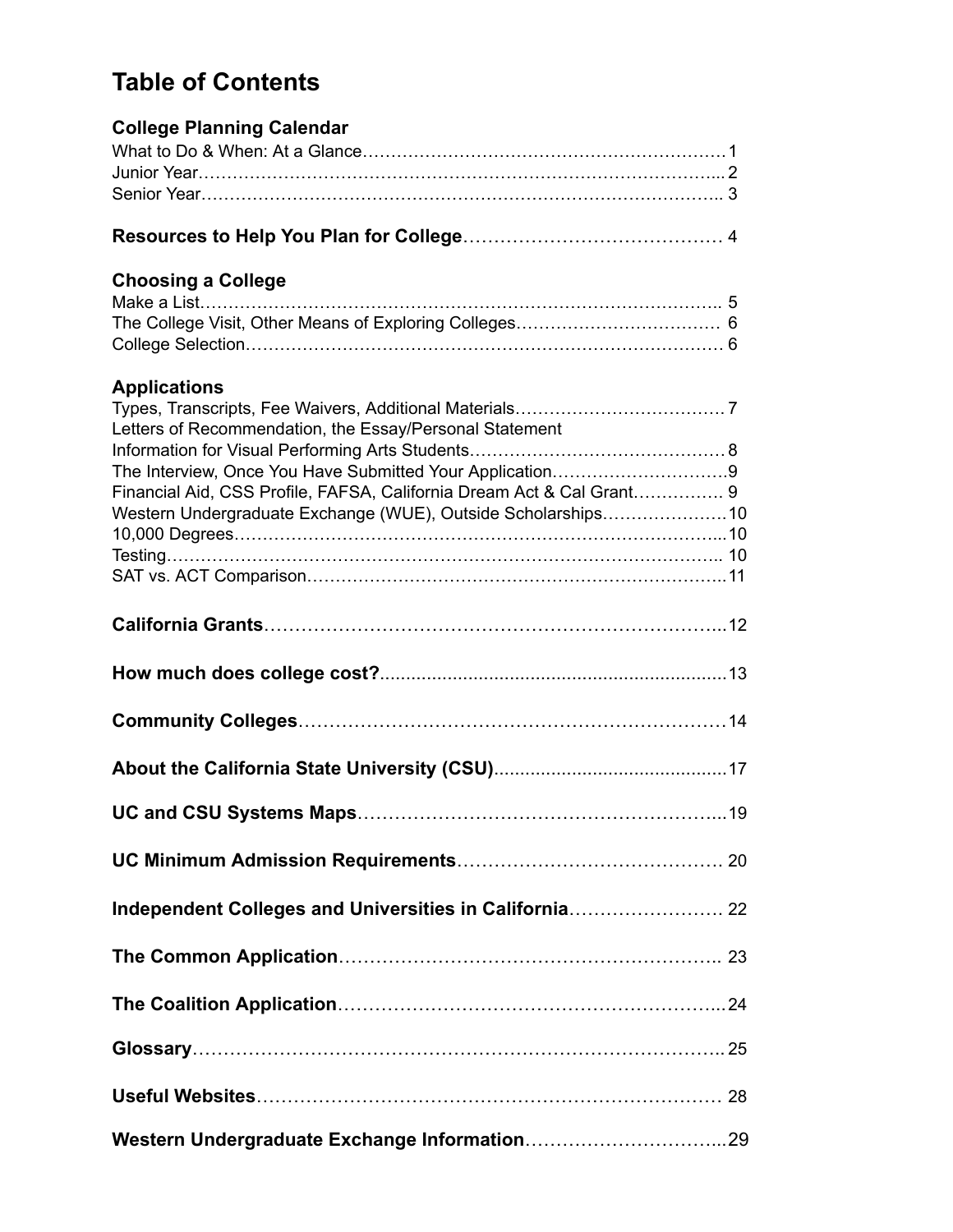# Table of Contents

## College Planning Calendar

What to Do & When: At a Glance……………………………………………………… 1
Junior Year………………………………………………………………………………... 2
Senior Year……………………………………………………………………………….. 3

## Resources to Help You Plan for College…………………………………… 4

## Choosing a College

Make a List……………………………………………………………………………….. 5
The College Visit, Other Means of Exploring Colleges……………………………… 6
College Selection………………………………………………………………………… 6

## Applications

Types, Transcripts, Fee Waivers, Additional Materials………………………………. 7
Letters of Recommendation, the Essay/Personal Statement
Information for Visual Performing Arts Students……………………………………… 8
The Interview, Once You Have Submitted Your Application…………………………. 9
Financial Aid, CSS Profile, FAFSA, California Dream Act & Cal Grant……………. 9
Western Undergraduate Exchange (WUE), Outside Scholarships…………………. 10
10,000 Degrees…………………………………………………………………………... 10
Testing……………………………………………………………………………………... 10
SAT vs. ACT Comparison……………………………………………………………….. 11

## California Grants………………………………………………………………... 12

## How much does college cost?........................................................................... 13

## Community Colleges………………………………………………………………... 14

## About the California State University (CSU)............................................. 17

## UC and CSU Systems Maps…………………………………………………... 19

## UC Minimum Admission Requirements……………………………………. 20

## Independent Colleges and Universities in California……………………. 22

## The Common Application…………………………………………………….. 23

## The Coalition Application……………………………………………………... 24

## Glossary…………………………………………………………………………... 25

## Useful Websites…………………………………………………………………. 28

## Western Undergraduate Exchange Information…………………………... 29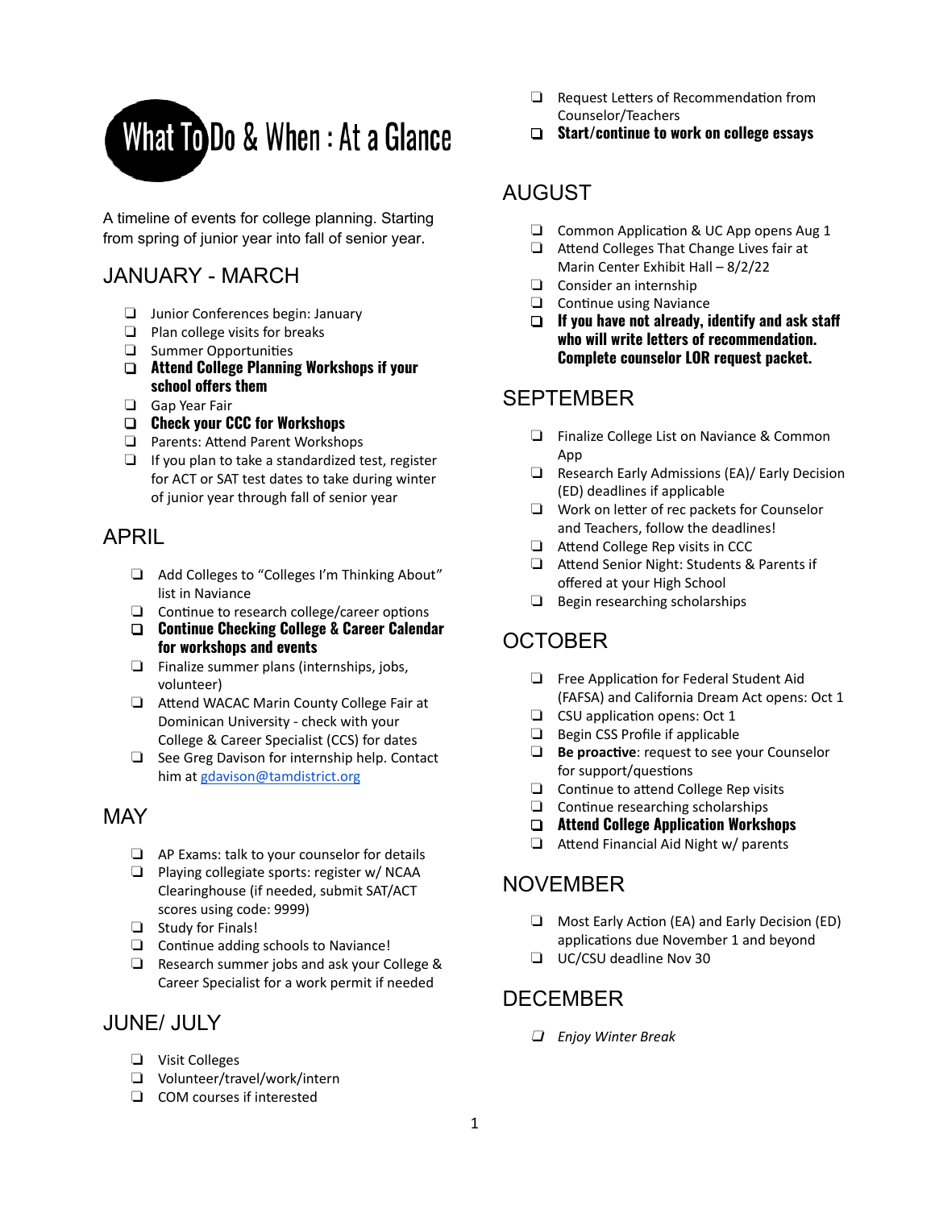# What To Do & When : At a Glance

A timeline of events for college planning. Starting from spring of junior year into fall of senior year.

## JANUARY - MARCH

- ❏ Junior Conferences begin: January
- ❏ Plan college visits for breaks
- ❏ Summer Opportunities
- ❏ **Attend College Planning Workshops if your school offers them**
- ❏ Gap Year Fair
- ❏ **Check your CCC for Workshops**
- ❏ Parents: Attend Parent Workshops
- ❏ If you plan to take a standardized test, register for ACT or SAT test dates to take during winter of junior year through fall of senior year

## APRIL

- ❏ Add Colleges to "Colleges I'm Thinking About" list in Naviance
- ❏ Continue to research college/career options
- ❏ **Continue Checking College & Career Calendar for workshops and events**
- ❏ Finalize summer plans (internships, jobs, volunteer)
- ❏ Attend WACAC Marin County College Fair at Dominican University - check with your College & Career Specialist (CCS) for dates
- ❏ See Greg Davison for internship help. Contact him at gdavison@tamdistrict.org

## MAY

- ❏ AP Exams: talk to your counselor for details
- ❏ Playing collegiate sports: register w/ NCAA Clearinghouse (if needed, submit SAT/ACT scores using code: 9999)
- ❏ Study for Finals!
- ❏ Continue adding schools to Naviance!
- ❏ Research summer jobs and ask your College & Career Specialist for a work permit if needed

## JUNE/ JULY

- ❏ Visit Colleges
- ❏ Volunteer/travel/work/intern
- ❏ COM courses if interested
- ❏ Request Letters of Recommendation from Counselor/Teachers
- ❏ **Start/continue to work on college essays**

## AUGUST

- ❏ Common Application & UC App opens Aug 1
- ❏ Attend Colleges That Change Lives fair at Marin Center Exhibit Hall – 8/2/22
- ❏ Consider an internship
- ❏ Continue using Naviance
- ❏ **If you have not already, identify and ask staff who will write letters of recommendation. Complete counselor LOR request packet.**

## SEPTEMBER

- ❏ Finalize College List on Naviance & Common App
- ❏ Research Early Admissions (EA)/ Early Decision (ED) deadlines if applicable
- ❏ Work on letter of rec packets for Counselor and Teachers, follow the deadlines!
- ❏ Attend College Rep visits in CCC
- ❏ Attend Senior Night: Students & Parents if offered at your High School
- ❏ Begin researching scholarships

## OCTOBER

- ❏ Free Application for Federal Student Aid (FAFSA) and California Dream Act opens: Oct 1
- ❏ CSU application opens: Oct 1
- ❏ Begin CSS Profile if applicable
- ❏ **Be proactive**: request to see your Counselor for support/questions
- ❏ Continue to attend College Rep visits
- ❏ Continue researching scholarships
- ❏ **Attend College Application Workshops**
- ❏ Attend Financial Aid Night w/ parents

## NOVEMBER

- ❏ Most Early Action (EA) and Early Decision (ED) applications due November 1 and beyond
- ❏ UC/CSU deadline Nov 30

## DECEMBER

- ❏ *Enjoy Winter Break*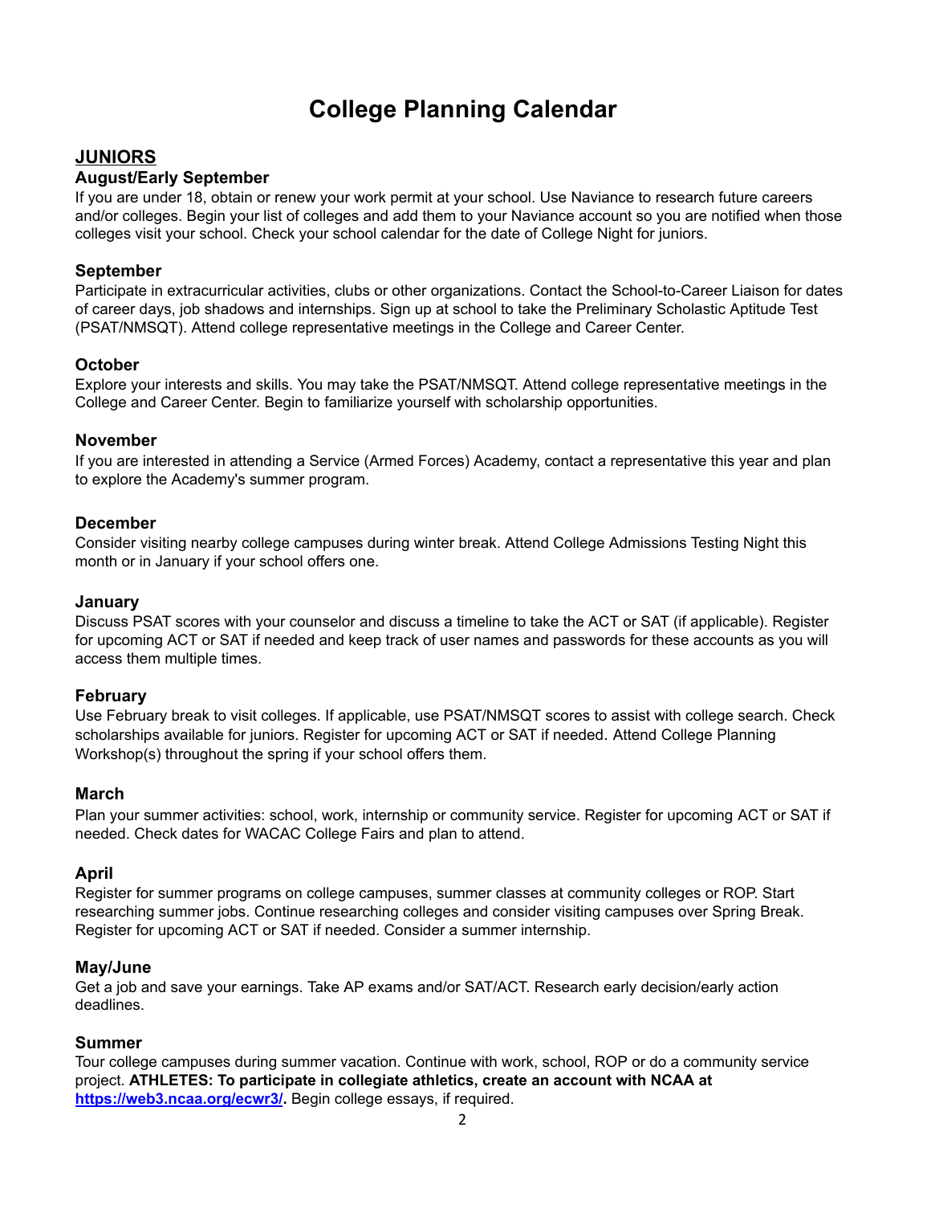# College Planning Calendar

## JUNIORS

### August/Early September

If you are under 18, obtain or renew your work permit at your school. Use Naviance to research future careers and/or colleges. Begin your list of colleges and add them to your Naviance account so you are notified when those colleges visit your school. Check your school calendar for the date of College Night for juniors.

### September

Participate in extracurricular activities, clubs or other organizations. Contact the School-to-Career Liaison for dates of career days, job shadows and internships. Sign up at school to take the Preliminary Scholastic Aptitude Test (PSAT/NMSQT). Attend college representative meetings in the College and Career Center.

### October

Explore your interests and skills. You may take the PSAT/NMSQT. Attend college representative meetings in the College and Career Center. Begin to familiarize yourself with scholarship opportunities.

### November

If you are interested in attending a Service (Armed Forces) Academy, contact a representative this year and plan to explore the Academy's summer program.

### December

Consider visiting nearby college campuses during winter break. Attend College Admissions Testing Night this month or in January if your school offers one.

### January

Discuss PSAT scores with your counselor and discuss a timeline to take the ACT or SAT (if applicable). Register for upcoming ACT or SAT if needed and keep track of user names and passwords for these accounts as you will access them multiple times.

### February

Use February break to visit colleges. If applicable, use PSAT/NMSQT scores to assist with college search. Check scholarships available for juniors. Register for upcoming ACT or SAT if needed. Attend College Planning Workshop(s) throughout the spring if your school offers them.

### March

Plan your summer activities: school, work, internship or community service. Register for upcoming ACT or SAT if needed. Check dates for WACAC College Fairs and plan to attend.

### April

Register for summer programs on college campuses, summer classes at community colleges or ROP. Start researching summer jobs. Continue researching colleges and consider visiting campuses over Spring Break. Register for upcoming ACT or SAT if needed. Consider a summer internship.

### May/June

Get a job and save your earnings. Take AP exams and/or SAT/ACT. Research early decision/early action deadlines.

### Summer

Tour college campuses during summer vacation. Continue with work, school, ROP or do a community service project. **ATHLETES: To participate in collegiate athletics, create an account with NCAA at [https://web3.ncaa.org/ecwr3/](https://web3.ncaa.org/ecwr3/).** Begin college essays, if required.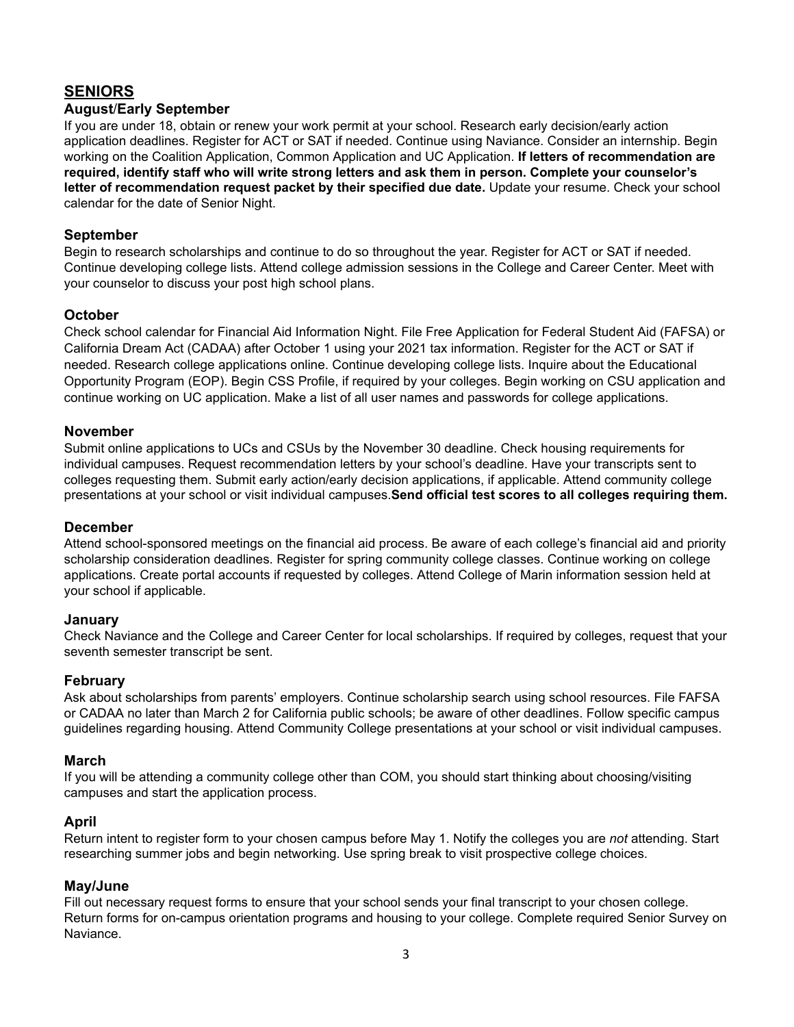## SENIORS

### August/Early September

If you are under 18, obtain or renew your work permit at your school. Research early decision/early action application deadlines. Register for ACT or SAT if needed. Continue using Naviance. Consider an internship. Begin working on the Coalition Application, Common Application and UC Application. **If letters of recommendation are required, identify staff who will write strong letters and ask them in person. Complete your counselor's letter of recommendation request packet by their specified due date.** Update your resume. Check your school calendar for the date of Senior Night.

### September

Begin to research scholarships and continue to do so throughout the year. Register for ACT or SAT if needed. Continue developing college lists. Attend college admission sessions in the College and Career Center. Meet with your counselor to discuss your post high school plans.

### October

Check school calendar for Financial Aid Information Night. File Free Application for Federal Student Aid (FAFSA) or California Dream Act (CADAA) after October 1 using your 2021 tax information. Register for the ACT or SAT if needed. Research college applications online. Continue developing college lists. Inquire about the Educational Opportunity Program (EOP). Begin CSS Profile, if required by your colleges. Begin working on CSU application and continue working on UC application. Make a list of all user names and passwords for college applications.

### November

Submit online applications to UCs and CSUs by the November 30 deadline. Check housing requirements for individual campuses. Request recommendation letters by your school's deadline. Have your transcripts sent to colleges requesting them. Submit early action/early decision applications, if applicable. Attend community college presentations at your school or visit individual campuses. **Send official test scores to all colleges requiring them.**

### December

Attend school-sponsored meetings on the financial aid process. Be aware of each college's financial aid and priority scholarship consideration deadlines. Register for spring community college classes. Continue working on college applications. Create portal accounts if requested by colleges. Attend College of Marin information session held at your school if applicable.

### January

Check Naviance and the College and Career Center for local scholarships. If required by colleges, request that your seventh semester transcript be sent.

### February

Ask about scholarships from parents' employers. Continue scholarship search using school resources. File FAFSA or CADAA no later than March 2 for California public schools; be aware of other deadlines. Follow specific campus guidelines regarding housing. Attend Community College presentations at your school or visit individual campuses.

### March

If you will be attending a community college other than COM, you should start thinking about choosing/visiting campuses and start the application process.

### April

Return intent to register form to your chosen campus before May 1. Notify the colleges you are *not* attending. Start researching summer jobs and begin networking. Use spring break to visit prospective college choices.

### May/June

Fill out necessary request forms to ensure that your school sends your final transcript to your chosen college. Return forms for on-campus orientation programs and housing to your college. Complete required Senior Survey on Naviance.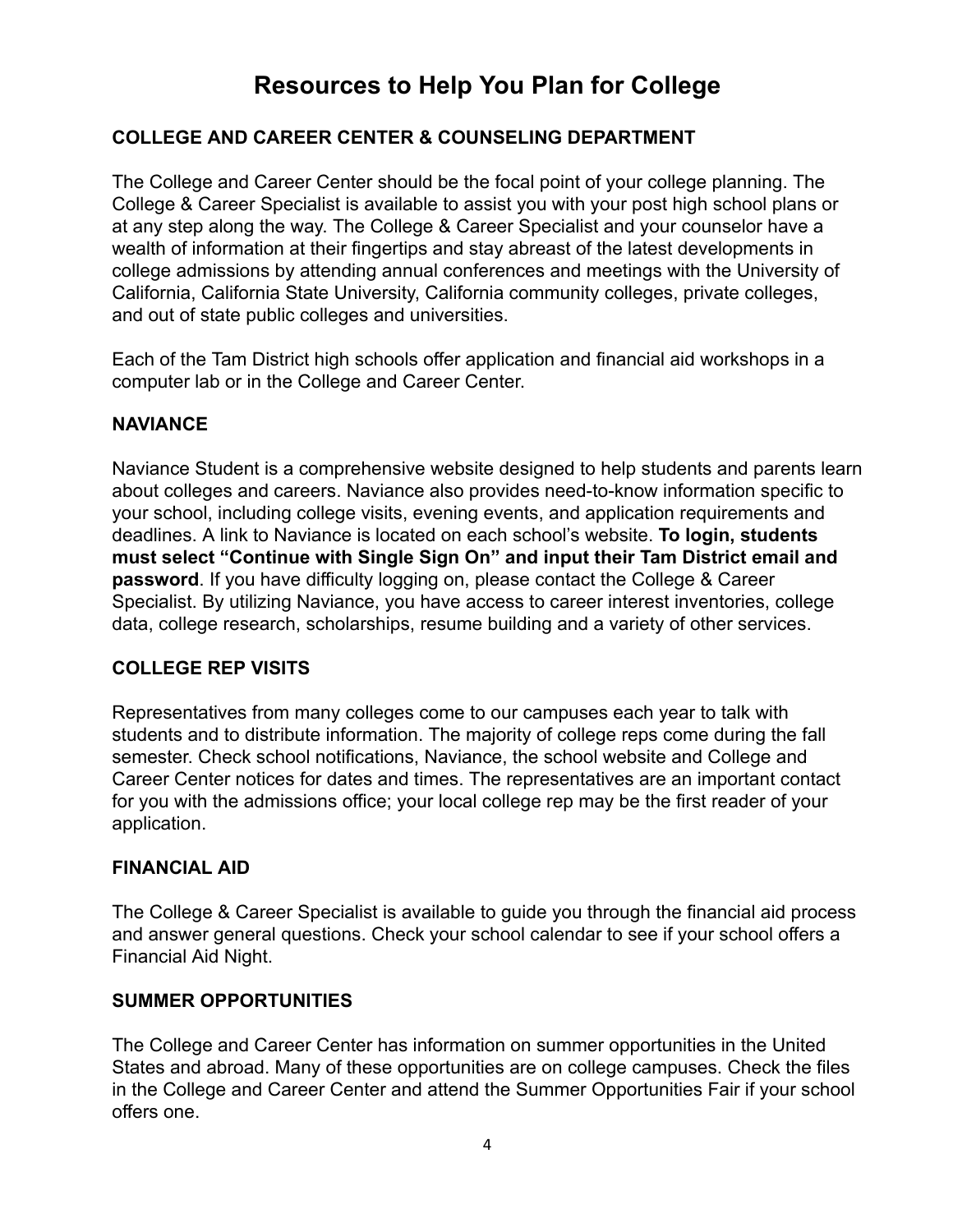# Resources to Help You Plan for College

## COLLEGE AND CAREER CENTER & COUNSELING DEPARTMENT

The College and Career Center should be the focal point of your college planning. The College & Career Specialist is available to assist you with your post high school plans or at any step along the way. The College & Career Specialist and your counselor have a wealth of information at their fingertips and stay abreast of the latest developments in college admissions by attending annual conferences and meetings with the University of California, California State University, California community colleges, private colleges, and out of state public colleges and universities.

Each of the Tam District high schools offer application and financial aid workshops in a computer lab or in the College and Career Center.

## NAVIANCE

Naviance Student is a comprehensive website designed to help students and parents learn about colleges and careers. Naviance also provides need-to-know information specific to your school, including college visits, evening events, and application requirements and deadlines. A link to Naviance is located on each school's website. **To login, students must select "Continue with Single Sign On" and input their Tam District email and password**. If you have difficulty logging on, please contact the College & Career Specialist. By utilizing Naviance, you have access to career interest inventories, college data, college research, scholarships, resume building and a variety of other services.

## COLLEGE REP VISITS

Representatives from many colleges come to our campuses each year to talk with students and to distribute information. The majority of college reps come during the fall semester. Check school notifications, Naviance, the school website and College and Career Center notices for dates and times. The representatives are an important contact for you with the admissions office; your local college rep may be the first reader of your application.

## FINANCIAL AID

The College & Career Specialist is available to guide you through the financial aid process and answer general questions. Check your school calendar to see if your school offers a Financial Aid Night.

## SUMMER OPPORTUNITIES

The College and Career Center has information on summer opportunities in the United States and abroad. Many of these opportunities are on college campuses. Check the files in the College and Career Center and attend the Summer Opportunities Fair if your school offers one.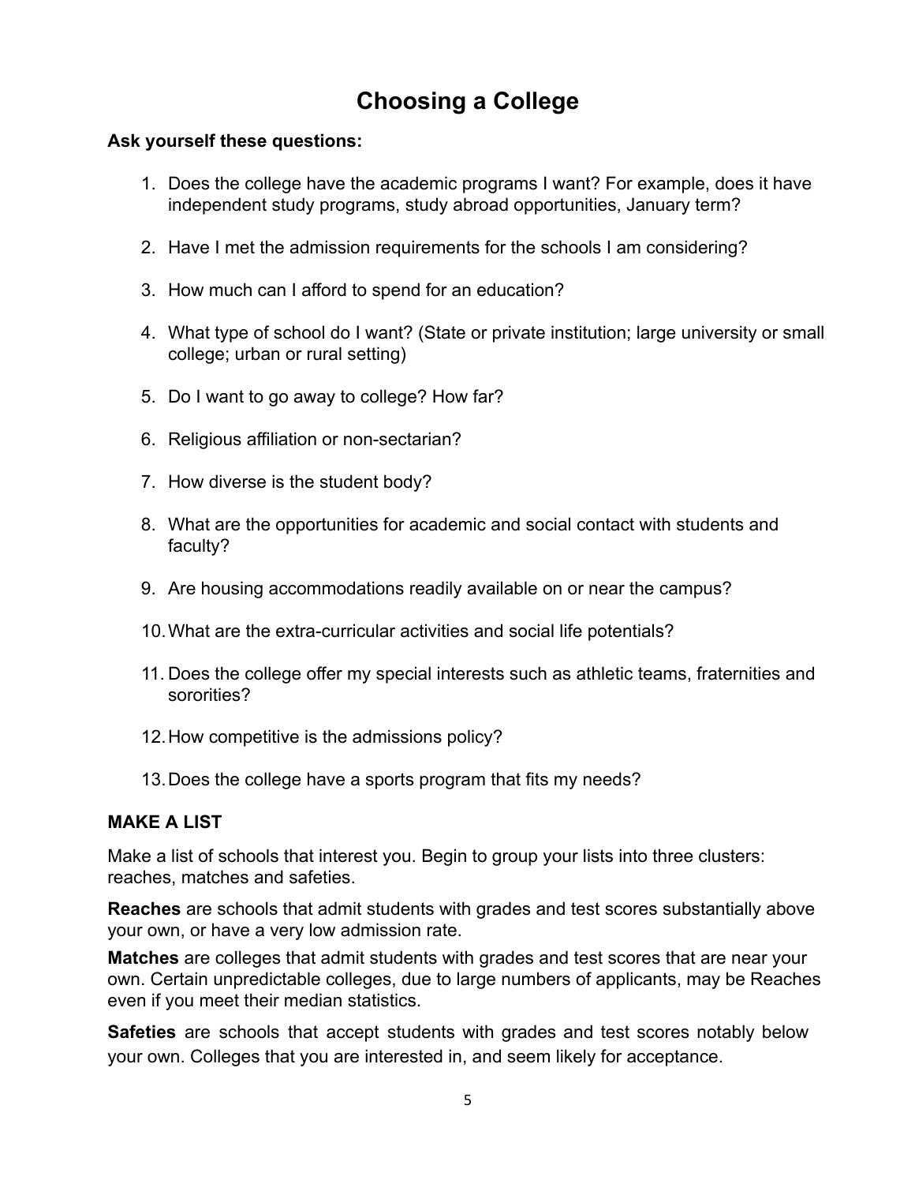# Choosing a College

**Ask yourself these questions:**

1. Does the college have the academic programs I want? For example, does it have independent study programs, study abroad opportunities, January term?
2. Have I met the admission requirements for the schools I am considering?
3. How much can I afford to spend for an education?
4. What type of school do I want? (State or private institution; large university or small college; urban or rural setting)
5. Do I want to go away to college? How far?
6. Religious affiliation or non-sectarian?
7. How diverse is the student body?
8. What are the opportunities for academic and social contact with students and faculty?
9. Are housing accommodations readily available on or near the campus?
10. What are the extra-curricular activities and social life potentials?
11. Does the college offer my special interests such as athletic teams, fraternities and sororities?
12. How competitive is the admissions policy?
13. Does the college have a sports program that fits my needs?

## MAKE A LIST

Make a list of schools that interest you. Begin to group your lists into three clusters: reaches, matches and safeties.

**Reaches** are schools that admit students with grades and test scores substantially above your own, or have a very low admission rate.

**Matches** are colleges that admit students with grades and test scores that are near your own. Certain unpredictable colleges, due to large numbers of applicants, may be Reaches even if you meet their median statistics.

**Safeties** are schools that accept students with grades and test scores notably below your own. Colleges that you are interested in, and seem likely for acceptance.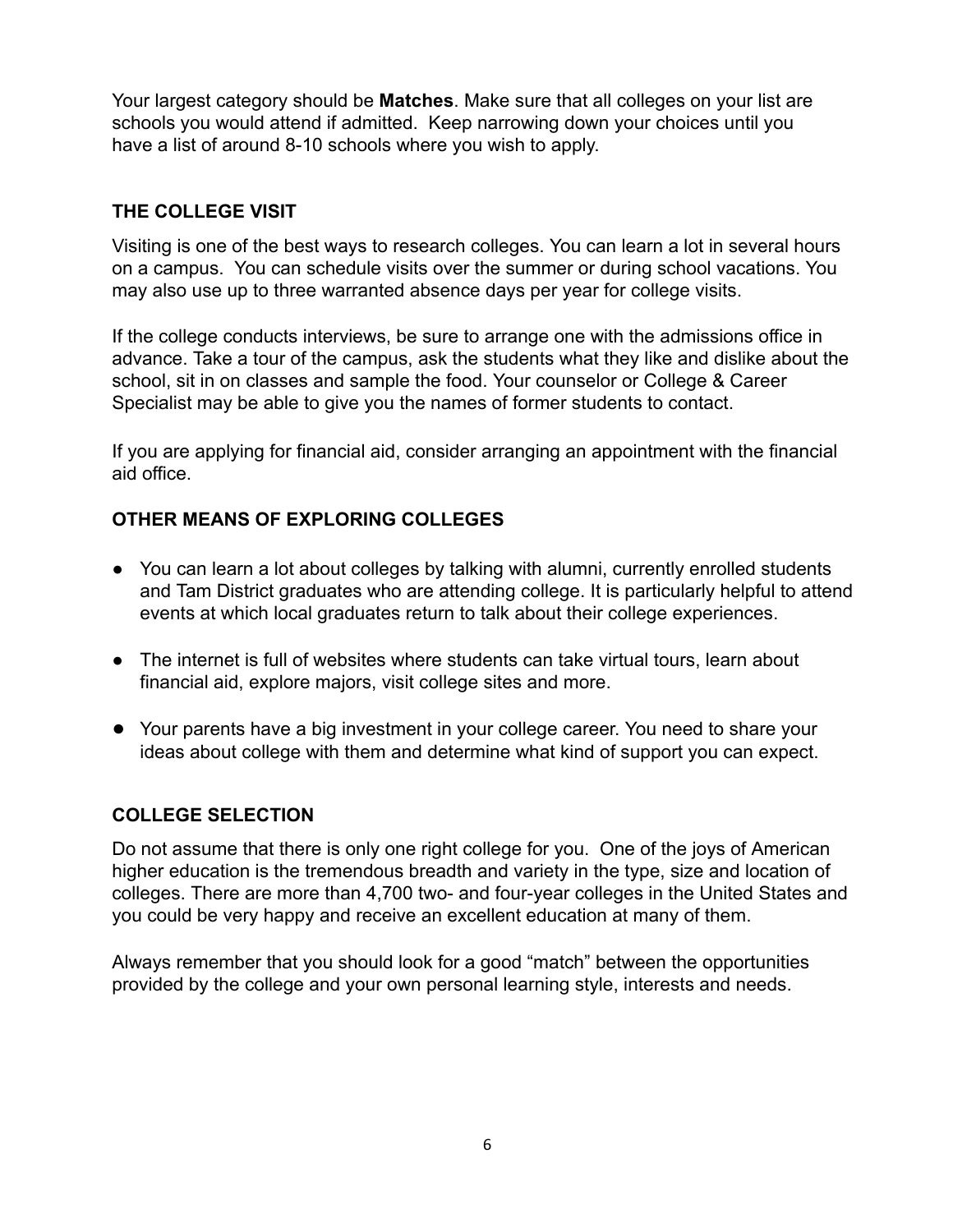Your largest category should be **Matches**. Make sure that all colleges on your list are schools you would attend if admitted. Keep narrowing down your choices until you have a list of around 8-10 schools where you wish to apply.

## THE COLLEGE VISIT

Visiting is one of the best ways to research colleges. You can learn a lot in several hours on a campus. You can schedule visits over the summer or during school vacations. You may also use up to three warranted absence days per year for college visits.

If the college conducts interviews, be sure to arrange one with the admissions office in advance. Take a tour of the campus, ask the students what they like and dislike about the school, sit in on classes and sample the food. Your counselor or College & Career Specialist may be able to give you the names of former students to contact.

If you are applying for financial aid, consider arranging an appointment with the financial aid office.

## OTHER MEANS OF EXPLORING COLLEGES

- You can learn a lot about colleges by talking with alumni, currently enrolled students and Tam District graduates who are attending college. It is particularly helpful to attend events at which local graduates return to talk about their college experiences.
- The internet is full of websites where students can take virtual tours, learn about financial aid, explore majors, visit college sites and more.
- Your parents have a big investment in your college career. You need to share your ideas about college with them and determine what kind of support you can expect.

## COLLEGE SELECTION

Do not assume that there is only one right college for you. One of the joys of American higher education is the tremendous breadth and variety in the type, size and location of colleges. There are more than 4,700 two- and four-year colleges in the United States and you could be very happy and receive an excellent education at many of them.

Always remember that you should look for a good "match" between the opportunities provided by the college and your own personal learning style, interests and needs.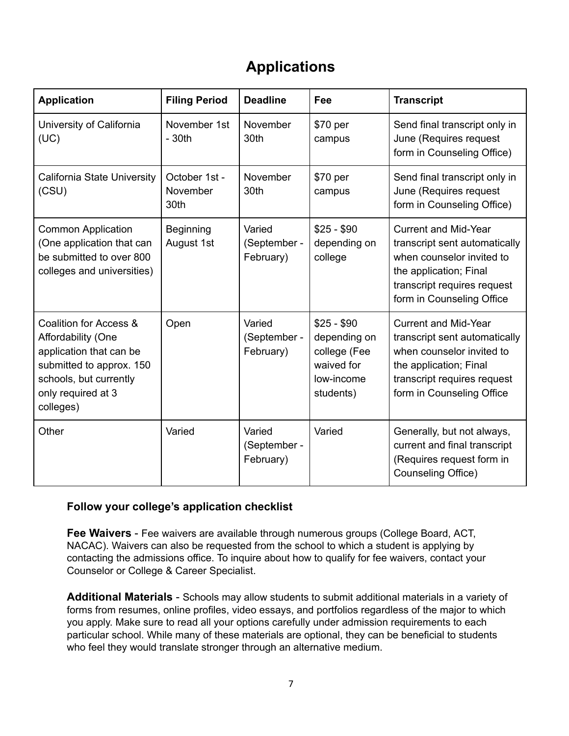# Applications

| Application | Filing Period | Deadline | Fee | Transcript |
| --- | --- | --- | --- | --- |
| University of California (UC) | November 1st - 30th | November 30th | $70 per campus | Send final transcript only in June (Requires request form in Counseling Office) |
| California State University (CSU) | October 1st - November 30th | November 30th | $70 per campus | Send final transcript only in June (Requires request form in Counseling Office) |
| Common Application (One application that can be submitted to over 800 colleges and universities) | Beginning August 1st | Varied (September - February) | $25 - $90 depending on college | Current and Mid-Year transcript sent automatically when counselor invited to the application; Final transcript requires request form in Counseling Office |
| Coalition for Access & Affordability (One application that can be submitted to approx. 150 schools, but currently only required at 3 colleges) | Open | Varied (September - February) | $25 - $90 depending on college (Fee waived for low-income students) | Current and Mid-Year transcript sent automatically when counselor invited to the application; Final transcript requires request form in Counseling Office |
| Other | Varied | Varied (September - February) | Varied | Generally, but not always, current and final transcript (Requires request form in Counseling Office) |

**Follow your college's application checklist**

**Fee Waivers** - Fee waivers are available through numerous groups (College Board, ACT, NACAC). Waivers can also be requested from the school to which a student is applying by contacting the admissions office. To inquire about how to qualify for fee waivers, contact your Counselor or College & Career Specialist.

**Additional Materials** - Schools may allow students to submit additional materials in a variety of forms from resumes, online profiles, video essays, and portfolios regardless of the major to which you apply. Make sure to read all your options carefully under admission requirements to each particular school. While many of these materials are optional, they can be beneficial to students who feel they would translate stronger through an alternative medium.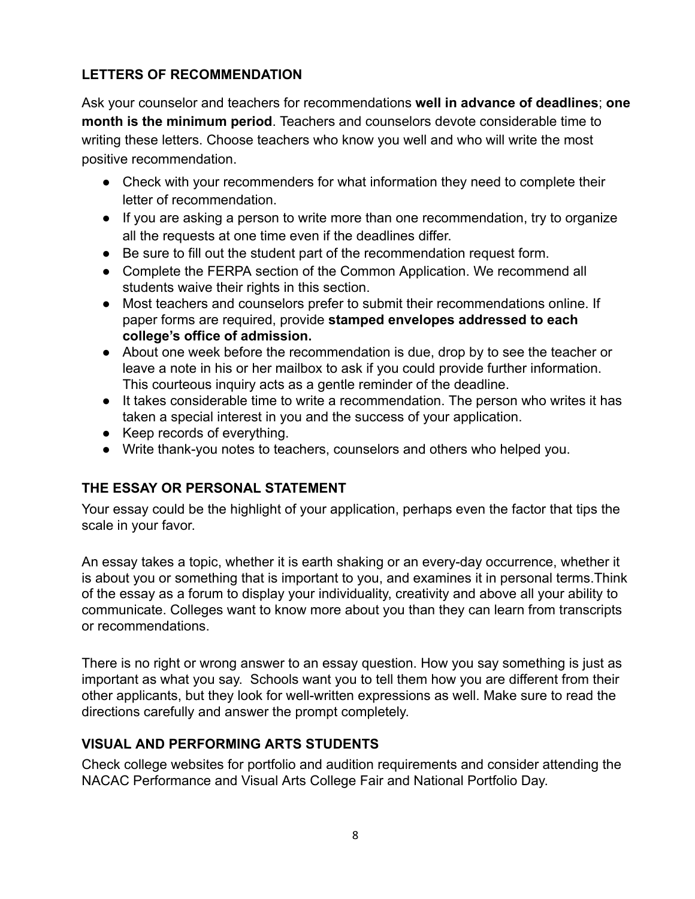## LETTERS OF RECOMMENDATION

Ask your counselor and teachers for recommendations **well in advance of deadlines**; **one month is the minimum period**. Teachers and counselors devote considerable time to writing these letters. Choose teachers who know you well and who will write the most positive recommendation.

- Check with your recommenders for what information they need to complete their letter of recommendation.
- If you are asking a person to write more than one recommendation, try to organize all the requests at one time even if the deadlines differ.
- Be sure to fill out the student part of the recommendation request form.
- Complete the FERPA section of the Common Application. We recommend all students waive their rights in this section.
- Most teachers and counselors prefer to submit their recommendations online. If paper forms are required, provide **stamped envelopes addressed to each college's office of admission.**
- About one week before the recommendation is due, drop by to see the teacher or leave a note in his or her mailbox to ask if you could provide further information. This courteous inquiry acts as a gentle reminder of the deadline.
- It takes considerable time to write a recommendation. The person who writes it has taken a special interest in you and the success of your application.
- Keep records of everything.
- Write thank-you notes to teachers, counselors and others who helped you.

## THE ESSAY OR PERSONAL STATEMENT

Your essay could be the highlight of your application, perhaps even the factor that tips the scale in your favor.

An essay takes a topic, whether it is earth shaking or an every-day occurrence, whether it is about you or something that is important to you, and examines it in personal terms.Think of the essay as a forum to display your individuality, creativity and above all your ability to communicate. Colleges want to know more about you than they can learn from transcripts or recommendations.

There is no right or wrong answer to an essay question. How you say something is just as important as what you say. Schools want you to tell them how you are different from their other applicants, but they look for well-written expressions as well. Make sure to read the directions carefully and answer the prompt completely.

## VISUAL AND PERFORMING ARTS STUDENTS

Check college websites for portfolio and audition requirements and consider attending the NACAC Performance and Visual Arts College Fair and National Portfolio Day.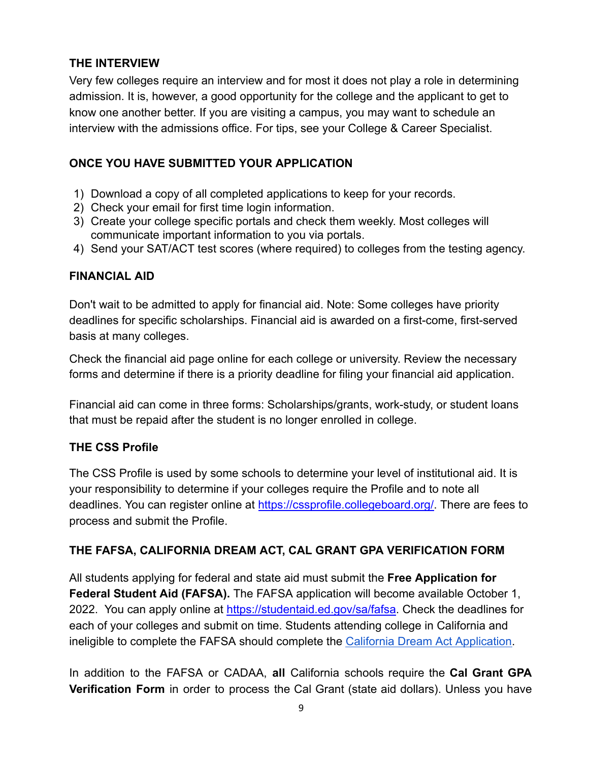## THE INTERVIEW

Very few colleges require an interview and for most it does not play a role in determining admission. It is, however, a good opportunity for the college and the applicant to get to know one another better. If you are visiting a campus, you may want to schedule an interview with the admissions office. For tips, see your College & Career Specialist.

## ONCE YOU HAVE SUBMITTED YOUR APPLICATION

1) Download a copy of all completed applications to keep for your records.
2) Check your email for first time login information.
3) Create your college specific portals and check them weekly. Most colleges will communicate important information to you via portals.
4) Send your SAT/ACT test scores (where required) to colleges from the testing agency.

## FINANCIAL AID

Don't wait to be admitted to apply for financial aid. Note: Some colleges have priority deadlines for specific scholarships. Financial aid is awarded on a first-come, first-served basis at many colleges.

Check the financial aid page online for each college or university. Review the necessary forms and determine if there is a priority deadline for filing your financial aid application.

Financial aid can come in three forms: Scholarships/grants, work-study, or student loans that must be repaid after the student is no longer enrolled in college.

## THE CSS Profile

The CSS Profile is used by some schools to determine your level of institutional aid. It is your responsibility to determine if your colleges require the Profile and to note all deadlines. You can register online at [https://cssprofile.collegeboard.org/](https://cssprofile.collegeboard.org/). There are fees to process and submit the Profile.

## THE FAFSA, CALIFORNIA DREAM ACT, CAL GRANT GPA VERIFICATION FORM

All students applying for federal and state aid must submit the **Free Application for Federal Student Aid (FAFSA).** The FAFSA application will become available October 1, 2022. You can apply online at [https://studentaid.ed.gov/sa/fafsa](https://studentaid.ed.gov/sa/fafsa). Check the deadlines for each of your colleges and submit on time. Students attending college in California and ineligible to complete the FAFSA should complete the California Dream Act Application.

In addition to the FAFSA or CADAA, **all** California schools require the **Cal Grant GPA Verification Form** in order to process the Cal Grant (state aid dollars). Unless you have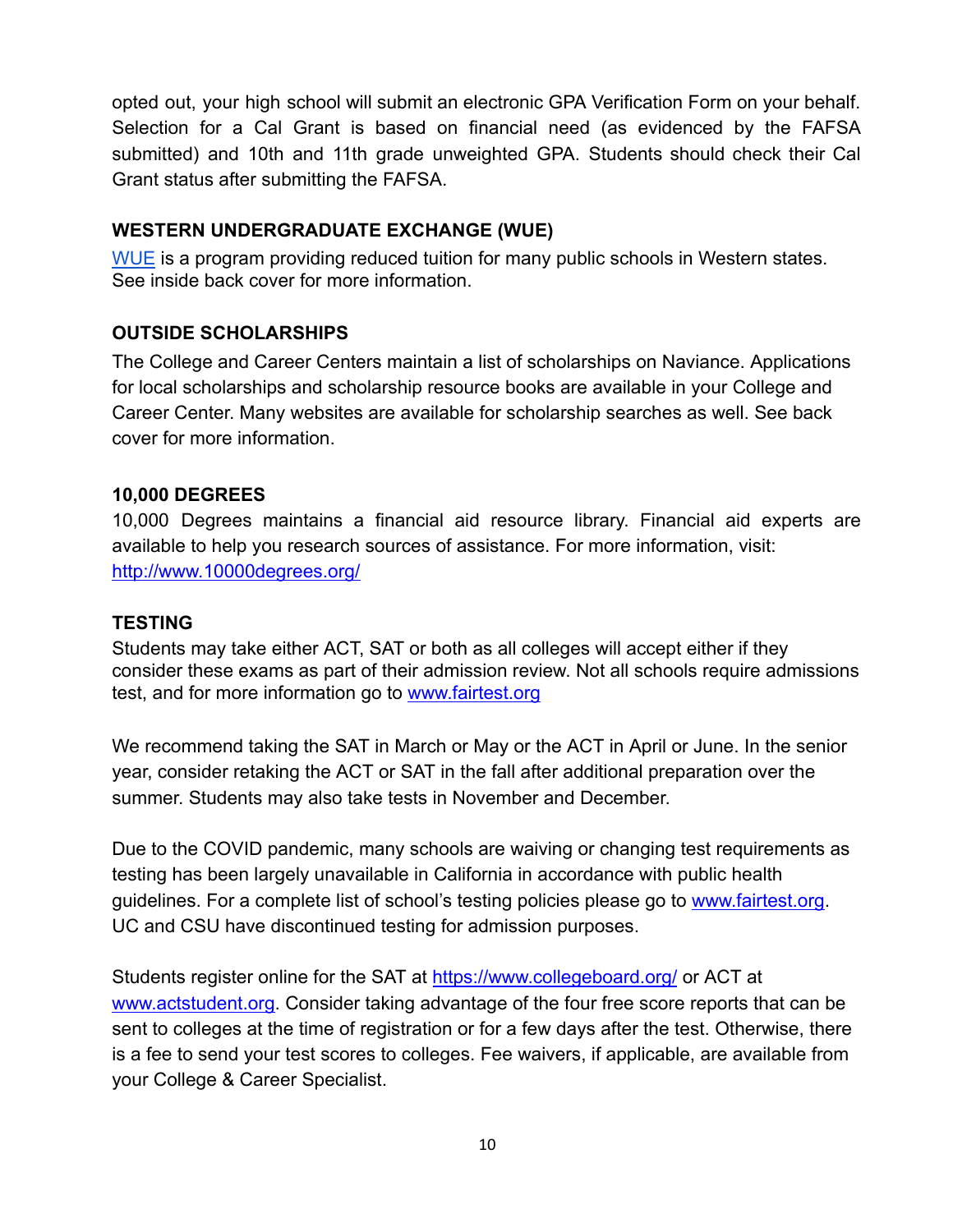opted out, your high school will submit an electronic GPA Verification Form on your behalf. Selection for a Cal Grant is based on financial need (as evidenced by the FAFSA submitted) and 10th and 11th grade unweighted GPA. Students should check their Cal Grant status after submitting the FAFSA.

### WESTERN UNDERGRADUATE EXCHANGE (WUE)

WUE is a program providing reduced tuition for many public schools in Western states. See inside back cover for more information.

### OUTSIDE SCHOLARSHIPS

The College and Career Centers maintain a list of scholarships on Naviance. Applications for local scholarships and scholarship resource books are available in your College and Career Center. Many websites are available for scholarship searches as well. See back cover for more information.

### 10,000 DEGREES

10,000 Degrees maintains a financial aid resource library. Financial aid experts are available to help you research sources of assistance. For more information, visit: http://www.10000degrees.org/

### TESTING

Students may take either ACT, SAT or both as all colleges will accept either if they consider these exams as part of their admission review. Not all schools require admissions test, and for more information go to www.fairtest.org

We recommend taking the SAT in March or May or the ACT in April or June. In the senior year, consider retaking the ACT or SAT in the fall after additional preparation over the summer. Students may also take tests in November and December.

Due to the COVID pandemic, many schools are waiving or changing test requirements as testing has been largely unavailable in California in accordance with public health guidelines. For a complete list of school's testing policies please go to www.fairtest.org. UC and CSU have discontinued testing for admission purposes.

Students register online for the SAT at https://www.collegeboard.org/ or ACT at www.actstudent.org. Consider taking advantage of the four free score reports that can be sent to colleges at the time of registration or for a few days after the test. Otherwise, there is a fee to send your test scores to colleges. Fee waivers, if applicable, are available from your College & Career Specialist.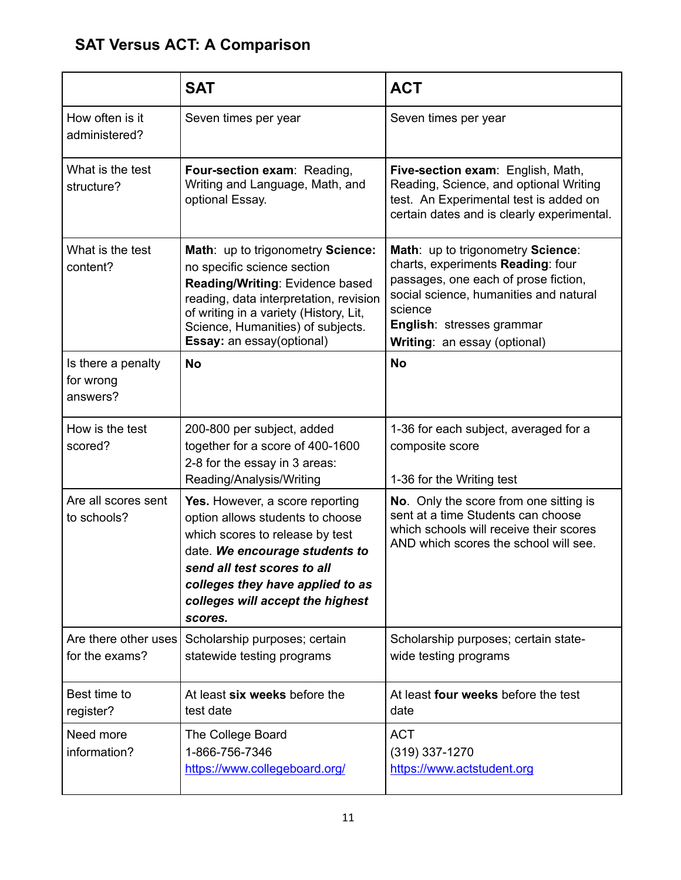## SAT Versus ACT: A Comparison

| | SAT | ACT |
|---|---|---|
| How often is it administered? | Seven times per year | Seven times per year |
| What is the test structure? | **Four-section exam**: Reading, Writing and Language, Math, and optional Essay. | **Five-section exam**: English, Math, Reading, Science, and optional Writing test. An Experimental test is added on certain dates and is clearly experimental. |
| What is the test content? | **Math**: up to trigonometry **Science:** no specific science section **Reading/Writing**: Evidence based reading, data interpretation, revision of writing in a variety (History, Lit, Science, Humanities) of subjects. **Essay:** an essay(optional) | **Math**: up to trigonometry **Science**: charts, experiments **Reading**: four passages, one each of prose fiction, social science, humanities and natural science **English**: stresses grammar **Writing**: an essay (optional) |
| Is there a penalty for wrong answers? | **No** | **No** |
| How is the test scored? | 200-800 per subject, added together for a score of 400-1600 2-8 for the essay in 3 areas: Reading/Analysis/Writing | 1-36 for each subject, averaged for a composite score<br><br>1-36 for the Writing test |
| Are all scores sent to schools? | **Yes.** However, a score reporting option allows students to choose which scores to release by test date. ***We encourage students to send all test scores to all colleges they have applied to as colleges will accept the highest scores.*** | **No**. Only the score from one sitting is sent at a time Students can choose which schools will receive their scores AND which scores the school will see. |
| Are there other uses for the exams? | Scholarship purposes; certain statewide testing programs | Scholarship purposes; certain state-wide testing programs |
| Best time to register? | At least **six weeks** before the test date | At least **four weeks** before the test date |
| Need more information? | The College Board<br>1-866-756-7346<br>https://www.collegeboard.org/ | ACT<br>(319) 337-1270<br>https://www.actstudent.org |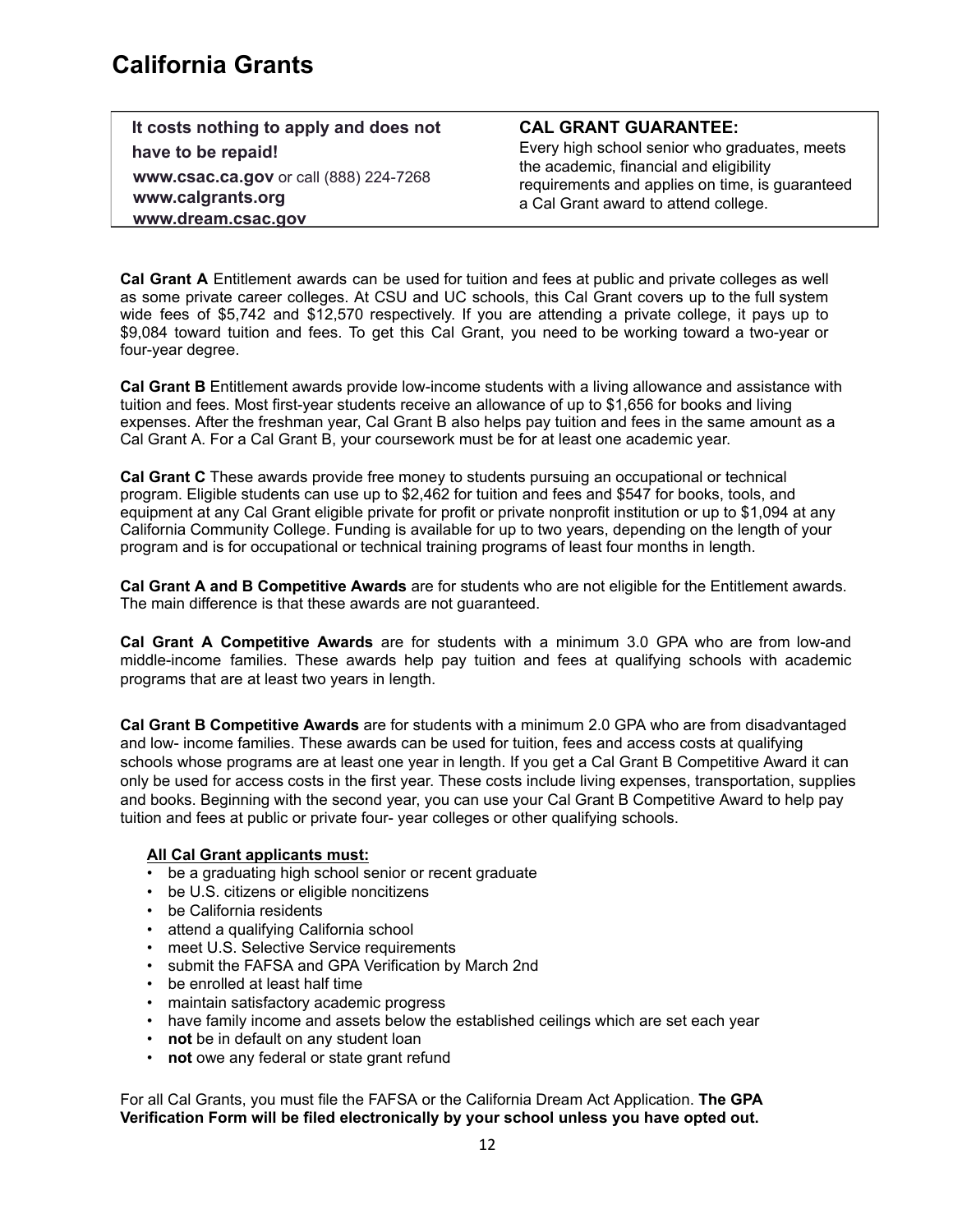# California Grants

| **It costs nothing to apply and does not have to be repaid!**<br>**www.csac.ca.gov** or call (888) 224-7268<br>**www.calgrants.org**<br>**www.dream.csac.gov** | **CAL GRANT GUARANTEE:**<br>Every high school senior who graduates, meets the academic, financial and eligibility requirements and applies on time, is guaranteed a Cal Grant award to attend college. |
|---|---|

**Cal Grant A** Entitlement awards can be used for tuition and fees at public and private colleges as well as some private career colleges. At CSU and UC schools, this Cal Grant covers up to the full system wide fees of $5,742 and $12,570 respectively. If you are attending a private college, it pays up to $9,084 toward tuition and fees. To get this Cal Grant, you need to be working toward a two-year or four-year degree.

**Cal Grant B** Entitlement awards provide low-income students with a living allowance and assistance with tuition and fees. Most first-year students receive an allowance of up to $1,656 for books and living expenses. After the freshman year, Cal Grant B also helps pay tuition and fees in the same amount as a Cal Grant A. For a Cal Grant B, your coursework must be for at least one academic year.

**Cal Grant C** These awards provide free money to students pursuing an occupational or technical program. Eligible students can use up to $2,462 for tuition and fees and $547 for books, tools, and equipment at any Cal Grant eligible private for profit or private nonprofit institution or up to $1,094 at any California Community College. Funding is available for up to two years, depending on the length of your program and is for occupational or technical training programs of least four months in length.

**Cal Grant A and B Competitive Awards** are for students who are not eligible for the Entitlement awards. The main difference is that these awards are not guaranteed.

**Cal Grant A Competitive Awards** are for students with a minimum 3.0 GPA who are from low-and middle-income families. These awards help pay tuition and fees at qualifying schools with academic programs that are at least two years in length.

**Cal Grant B Competitive Awards** are for students with a minimum 2.0 GPA who are from disadvantaged and low- income families. These awards can be used for tuition, fees and access costs at qualifying schools whose programs are at least one year in length. If you get a Cal Grant B Competitive Award it can only be used for access costs in the first year. These costs include living expenses, transportation, supplies and books. Beginning with the second year, you can use your Cal Grant B Competitive Award to help pay tuition and fees at public or private four- year colleges or other qualifying schools.

**<u>All Cal Grant applicants must:</u>**

- be a graduating high school senior or recent graduate
- be U.S. citizens or eligible noncitizens
- be California residents
- attend a qualifying California school
- meet U.S. Selective Service requirements
- submit the FAFSA and GPA Verification by March 2nd
- be enrolled at least half time
- maintain satisfactory academic progress
- have family income and assets below the established ceilings which are set each year
- **not** be in default on any student loan
- **not** owe any federal or state grant refund

For all Cal Grants, you must file the FAFSA or the California Dream Act Application. **The GPA Verification Form will be filed electronically by your school unless you have opted out.**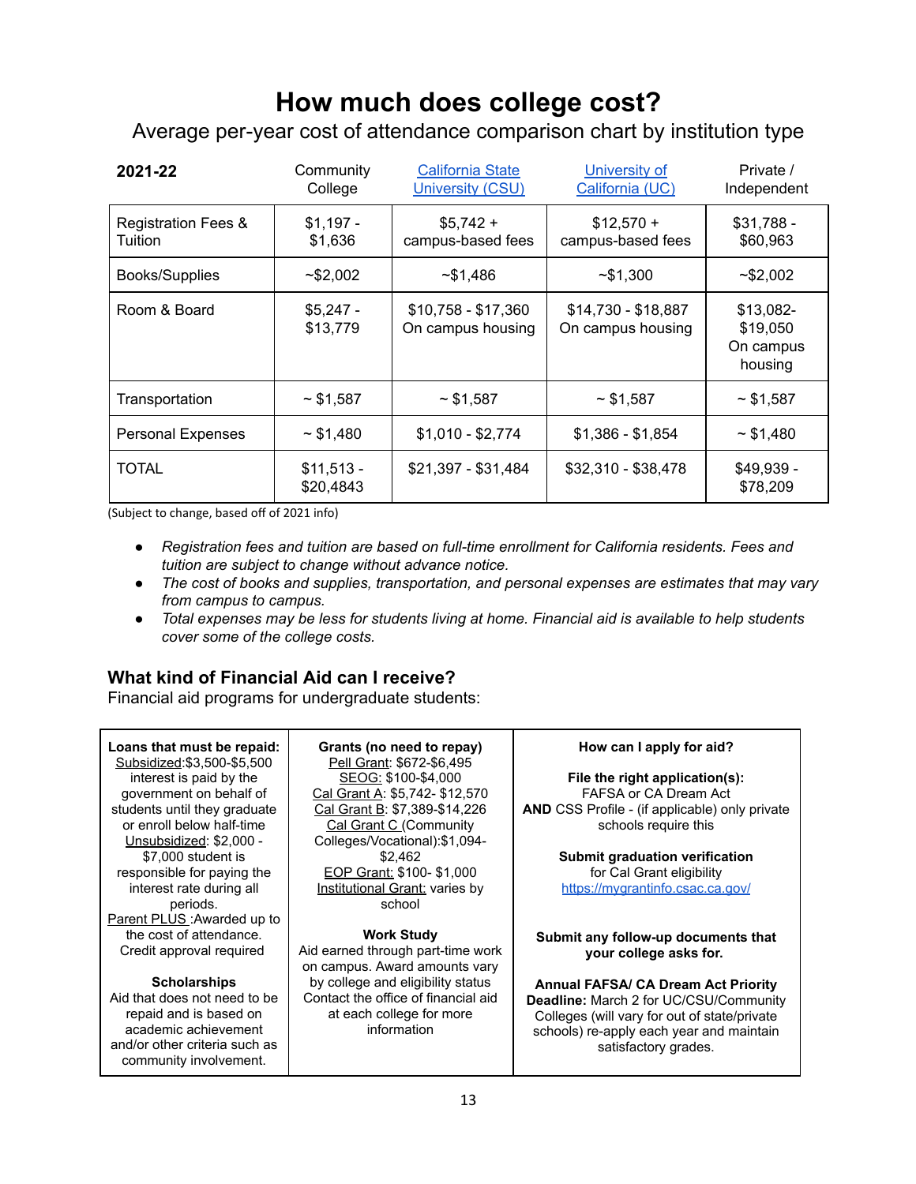# How much does college cost?

Average per-year cost of attendance comparison chart by institution type

| 2021-22 | Community College | California State University (CSU) | University of California (UC) | Private / Independent |
|---|---|---|---|---|
| Registration Fees & Tuition | $1,197 - $1,636 | $5,742 + campus-based fees | $12,570 + campus-based fees | $31,788 - $60,963 |
| Books/Supplies | ~$2,002 | ~$1,486 | ~$1,300 | ~$2,002 |
| Room & Board | $5,247 - $13,779 | $10,758 - $17,360 On campus housing | $14,730 - $18,887 On campus housing | $13,082- $19,050 On campus housing |
| Transportation | ~ $1,587 | ~ $1,587 | ~ $1,587 | ~ $1,587 |
| Personal Expenses | ~ $1,480 | $1,010 - $2,774 | $1,386 - $1,854 | ~ $1,480 |
| TOTAL | $11,513 - $20,4843 | $21,397 - $31,484 | $32,310 - $38,478 | $49,939 - $78,209 |

(Subject to change, based off of 2021 info)

- *Registration fees and tuition are based on full-time enrollment for California residents. Fees and tuition are subject to change without advance notice.*
- *The cost of books and supplies, transportation, and personal expenses are estimates that may vary from campus to campus.*
- *Total expenses may be less for students living at home. Financial aid is available to help students cover some of the college costs.*

### What kind of Financial Aid can I receive?

Financial aid programs for undergraduate students:

**Loans that must be repaid:**

Subsidized:$3,500-$5,500 interest is paid by the government on behalf of students until they graduate or enroll below half-time

Unsubsidized: $2,000 - $7,000 student is responsible for paying the interest rate during all periods.

Parent PLUS :Awarded up to the cost of attendance. Credit approval required

**Scholarships**

Aid that does not need to be repaid and is based on academic achievement and/or other criteria such as community involvement.

**Grants (no need to repay)**

Pell Grant: $672-$6,495

SEOG: $100-$4,000

Cal Grant A: $5,742- $12,570

Cal Grant B: $7,389-$14,226

Cal Grant C (Community Colleges/Vocational):$1,094-$2,462

EOP Grant: $100- $1,000

Institutional Grant: varies by school

**Work Study**

Aid earned through part-time work on campus. Award amounts vary by college and eligibility status Contact the office of financial aid at each college for more information

**How can I apply for aid?**

**File the right application(s):**
FAFSA or CA Dream Act
**AND** CSS Profile - (if applicable) only private schools require this

**Submit graduation verification** for Cal Grant eligibility
https://mygrantinfo.csac.ca.gov/

**Submit any follow-up documents that your college asks for.**

**Annual FAFSA/ CA Dream Act Priority Deadline:** March 2 for UC/CSU/Community Colleges (will vary for out of state/private schools) re-apply each year and maintain satisfactory grades.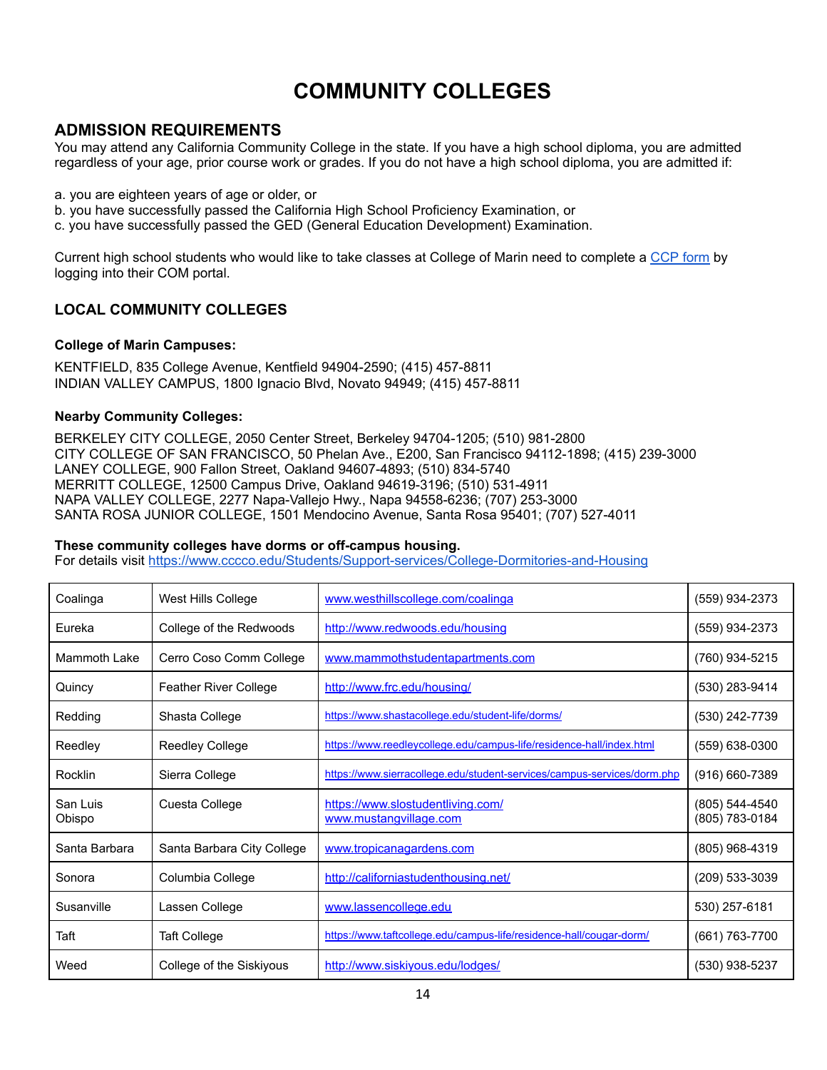# COMMUNITY COLLEGES

## ADMISSION REQUIREMENTS

You may attend any California Community College in the state. If you have a high school diploma, you are admitted regardless of your age, prior course work or grades. If you do not have a high school diploma, you are admitted if:

a. you are eighteen years of age or older, or
b. you have successfully passed the California High School Proficiency Examination, or
c. you have successfully passed the GED (General Education Development) Examination.

Current high school students who would like to take classes at College of Marin need to complete a CCP form by logging into their COM portal.

### LOCAL COMMUNITY COLLEGES

**College of Marin Campuses:**

KENTFIELD, 835 College Avenue, Kentfield 94904-2590; (415) 457-8811
INDIAN VALLEY CAMPUS, 1800 Ignacio Blvd, Novato 94949; (415) 457-8811

**Nearby Community Colleges:**

BERKELEY CITY COLLEGE, 2050 Center Street, Berkeley 94704-1205; (510) 981-2800
CITY COLLEGE OF SAN FRANCISCO, 50 Phelan Ave., E200, San Francisco 94112-1898; (415) 239-3000
LANEY COLLEGE, 900 Fallon Street, Oakland 94607-4893; (510) 834-5740
MERRITT COLLEGE, 12500 Campus Drive, Oakland 94619-3196; (510) 531-4911
NAPA VALLEY COLLEGE, 2277 Napa-Vallejo Hwy., Napa 94558-6236; (707) 253-3000
SANTA ROSA JUNIOR COLLEGE, 1501 Mendocino Avenue, Santa Rosa 95401; (707) 527-4011

**These community colleges have dorms or off-campus housing.**
For details visit https://www.cccco.edu/Students/Support-services/College-Dormitories-and-Housing

| | | | |
|---|---|---|---|
| Coalinga | West Hills College | www.westhillscollege.com/coalinga | (559) 934-2373 |
| Eureka | College of the Redwoods | http://www.redwoods.edu/housing | (559) 934-2373 |
| Mammoth Lake | Cerro Coso Comm College | www.mammothstudentapartments.com | (760) 934-5215 |
| Quincy | Feather River College | http://www.frc.edu/housing/ | (530) 283-9414 |
| Redding | Shasta College | https://www.shastacollege.edu/student-life/dorms/ | (530) 242-7739 |
| Reedley | Reedley College | https://www.reedleycollege.edu/campus-life/residence-hall/index.html | (559) 638-0300 |
| Rocklin | Sierra College | https://www.sierracollege.edu/student-services/campus-services/dorm.php | (916) 660-7389 |
| San Luis Obispo | Cuesta College | https://www.slostudentliving.com/ www.mustangvillage.com | (805) 544-4540 (805) 783-0184 |
| Santa Barbara | Santa Barbara City College | www.tropicanagardens.com | (805) 968-4319 |
| Sonora | Columbia College | http://californiastudenthousing.net/ | (209) 533-3039 |
| Susanville | Lassen College | www.lassencollege.edu | 530) 257-6181 |
| Taft | Taft College | https://www.taftcollege.edu/campus-life/residence-hall/cougar-dorm/ | (661) 763-7700 |
| Weed | College of the Siskiyous | http://www.siskiyous.edu/lodges/ | (530) 938-5237 |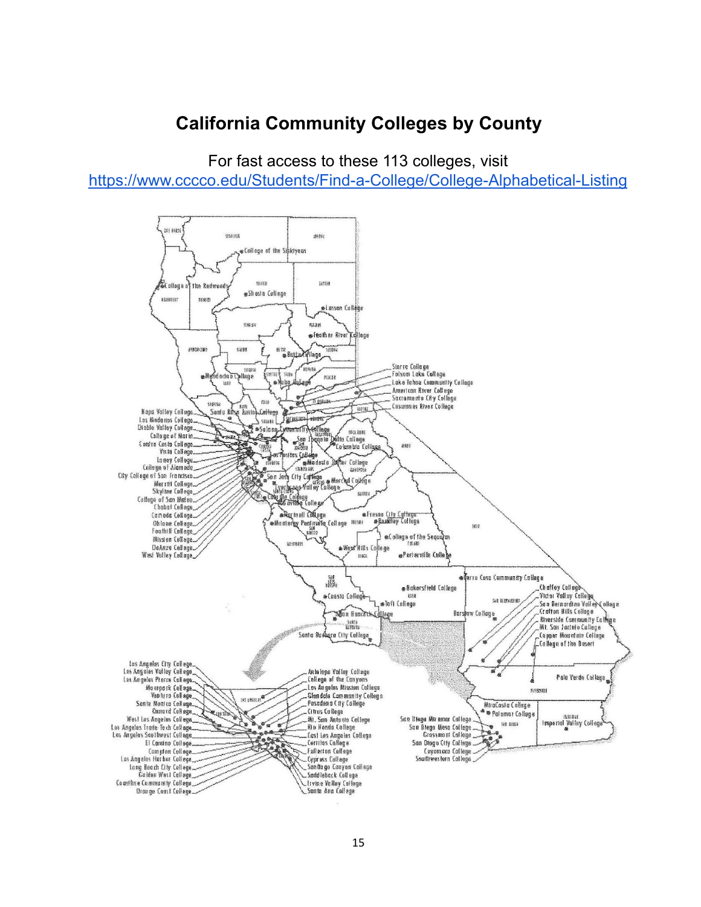# California Community Colleges by County

For fast access to these 113 colleges, visit https://www.cccco.edu/Students/Find-a-College/College-Alphabetical-Listing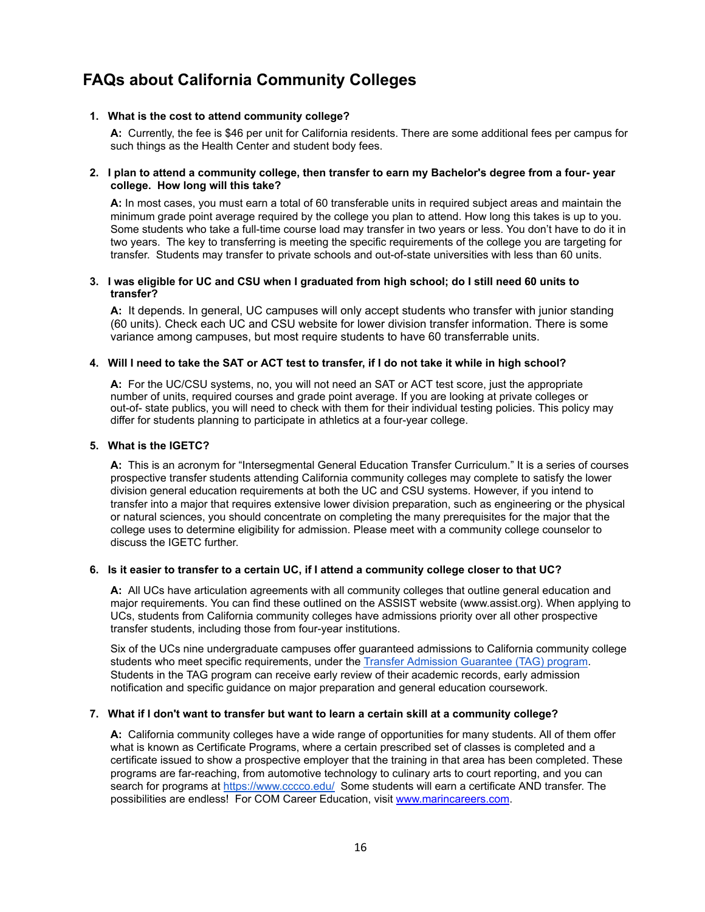# FAQs about California Community Colleges

1. **What is the cost to attend community college?**

   **A:** Currently, the fee is $46 per unit for California residents. There are some additional fees per campus for such things as the Health Center and student body fees.

2. **I plan to attend a community college, then transfer to earn my Bachelor's degree from a four- year college. How long will this take?**

   **A:** In most cases, you must earn a total of 60 transferable units in required subject areas and maintain the minimum grade point average required by the college you plan to attend. How long this takes is up to you. Some students who take a full-time course load may transfer in two years or less. You don't have to do it in two years. The key to transferring is meeting the specific requirements of the college you are targeting for transfer. Students may transfer to private schools and out-of-state universities with less than 60 units.

3. **I was eligible for UC and CSU when I graduated from high school; do I still need 60 units to transfer?**

   **A:** It depends. In general, UC campuses will only accept students who transfer with junior standing (60 units). Check each UC and CSU website for lower division transfer information. There is some variance among campuses, but most require students to have 60 transferrable units.

4. **Will I need to take the SAT or ACT test to transfer, if I do not take it while in high school?**

   **A:** For the UC/CSU systems, no, you will not need an SAT or ACT test score, just the appropriate number of units, required courses and grade point average. If you are looking at private colleges or out-of- state publics, you will need to check with them for their individual testing policies. This policy may differ for students planning to participate in athletics at a four-year college.

5. **What is the IGETC?**

   **A:** This is an acronym for "Intersegmental General Education Transfer Curriculum." It is a series of courses prospective transfer students attending California community colleges may complete to satisfy the lower division general education requirements at both the UC and CSU systems. However, if you intend to transfer into a major that requires extensive lower division preparation, such as engineering or the physical or natural sciences, you should concentrate on completing the many prerequisites for the major that the college uses to determine eligibility for admission. Please meet with a community college counselor to discuss the IGETC further.

6. **Is it easier to transfer to a certain UC, if I attend a community college closer to that UC?**

   **A:** All UCs have articulation agreements with all community colleges that outline general education and major requirements. You can find these outlined on the ASSIST website (www.assist.org). When applying to UCs, students from California community colleges have admissions priority over all other prospective transfer students, including those from four-year institutions.

   Six of the UCs nine undergraduate campuses offer guaranteed admissions to California community college students who meet specific requirements, under the Transfer Admission Guarantee (TAG) program. Students in the TAG program can receive early review of their academic records, early admission notification and specific guidance on major preparation and general education coursework.

7. **What if I don't want to transfer but want to learn a certain skill at a community college?**

   **A:** California community colleges have a wide range of opportunities for many students. All of them offer what is known as Certificate Programs, where a certain prescribed set of classes is completed and a certificate issued to show a prospective employer that the training in that area has been completed. These programs are far-reaching, from automotive technology to culinary arts to court reporting, and you can search for programs at https://www.cccco.edu/ Some students will earn a certificate AND transfer. The possibilities are endless! For COM Career Education, visit www.marincareers.com.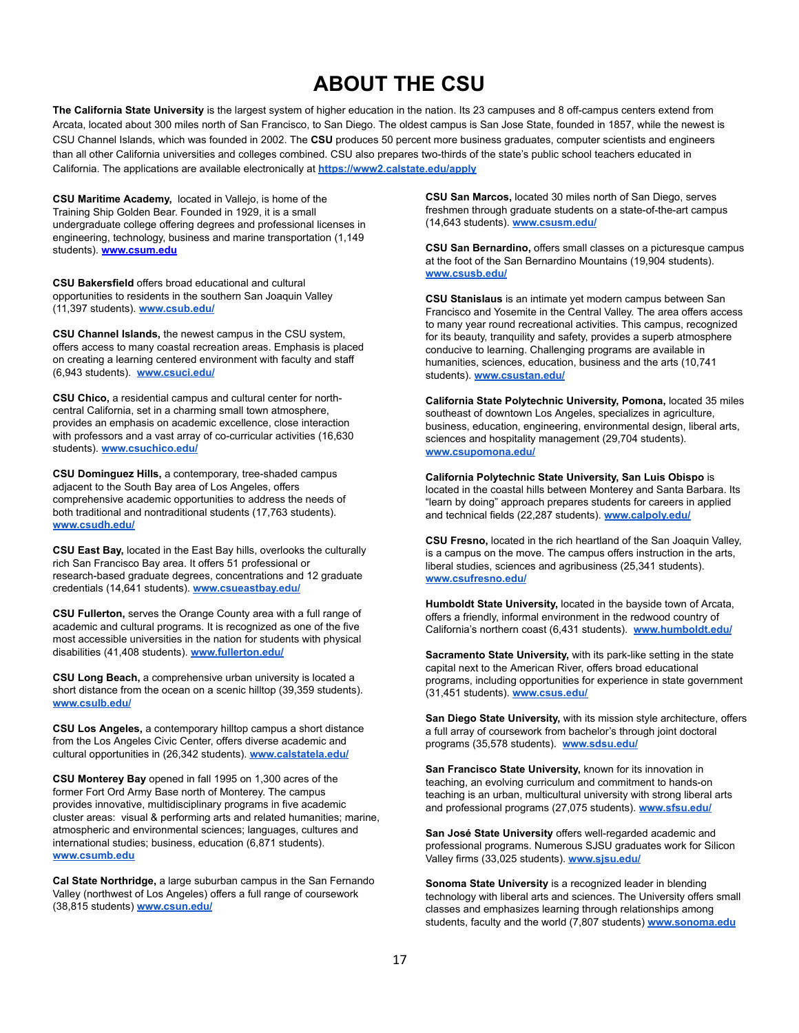# ABOUT THE CSU

**The California State University** is the largest system of higher education in the nation. Its 23 campuses and 8 off-campus centers extend from Arcata, located about 300 miles north of San Francisco, to San Diego. The oldest campus is San Jose State, founded in 1857, while the newest is CSU Channel Islands, which was founded in 2002. The **CSU** produces 50 percent more business graduates, computer scientists and engineers than all other California universities and colleges combined. CSU also prepares two-thirds of the state's public school teachers educated in California. The applications are available electronically at **https://www2.calstate.edu/apply**

**CSU Maritime Academy,** located in Vallejo, is home of the Training Ship Golden Bear. Founded in 1929, it is a small undergraduate college offering degrees and professional licenses in engineering, technology, business and marine transportation (1,149 students). **www.csum.edu**

**CSU Bakersfield** offers broad educational and cultural opportunities to residents in the southern San Joaquin Valley (11,397 students). **www.csub.edu/**

**CSU Channel Islands,** the newest campus in the CSU system, offers access to many coastal recreation areas. Emphasis is placed on creating a learning centered environment with faculty and staff (6,943 students). **www.csuci.edu/**

**CSU Chico,** a residential campus and cultural center for north-central California, set in a charming small town atmosphere, provides an emphasis on academic excellence, close interaction with professors and a vast array of co-curricular activities (16,630 students). **www.csuchico.edu/**

**CSU Dominguez Hills,** a contemporary, tree-shaded campus adjacent to the South Bay area of Los Angeles, offers comprehensive academic opportunities to address the needs of both traditional and nontraditional students (17,763 students). **www.csudh.edu/**

**CSU East Bay,** located in the East Bay hills, overlooks the culturally rich San Francisco Bay area. It offers 51 professional or research-based graduate degrees, concentrations and 12 graduate credentials (14,641 students). **www.csueastbay.edu/**

**CSU Fullerton,** serves the Orange County area with a full range of academic and cultural programs. It is recognized as one of the five most accessible universities in the nation for students with physical disabilities (41,408 students). **www.fullerton.edu/**

**CSU Long Beach,** a comprehensive urban university is located a short distance from the ocean on a scenic hilltop (39,359 students). **www.csulb.edu/**

**CSU Los Angeles,** a contemporary hilltop campus a short distance from the Los Angeles Civic Center, offers diverse academic and cultural opportunities in (26,342 students). **www.calstatela.edu/**

**CSU Monterey Bay** opened in fall 1995 on 1,300 acres of the former Fort Ord Army Base north of Monterey. The campus provides innovative, multidisciplinary programs in five academic cluster areas: visual & performing arts and related humanities; marine, atmospheric and environmental sciences; languages, cultures and international studies; business, education (6,871 students). **www.csumb.edu**

**Cal State Northridge,** a large suburban campus in the San Fernando Valley (northwest of Los Angeles) offers a full range of coursework (38,815 students) **www.csun.edu/**

**CSU San Marcos,** located 30 miles north of San Diego, serves freshmen through graduate students on a state-of-the-art campus (14,643 students). **www.csusm.edu/**

**CSU San Bernardino,** offers small classes on a picturesque campus at the foot of the San Bernardino Mountains (19,904 students). **www.csusb.edu/**

**CSU Stanislaus** is an intimate yet modern campus between San Francisco and Yosemite in the Central Valley. The area offers access to many year round recreational activities. This campus, recognized for its beauty, tranquility and safety, provides a superb atmosphere conducive to learning. Challenging programs are available in humanities, sciences, education, business and the arts (10,741 students). **www.csustan.edu/**

**California State Polytechnic University, Pomona,** located 35 miles southeast of downtown Los Angeles, specializes in agriculture, business, education, engineering, environmental design, liberal arts, sciences and hospitality management (29,704 students). **www.csupomona.edu/**

**California Polytechnic State University, San Luis Obispo** is located in the coastal hills between Monterey and Santa Barbara. Its "learn by doing" approach prepares students for careers in applied and technical fields (22,287 students). **www.calpoly.edu/**

**CSU Fresno,** located in the rich heartland of the San Joaquin Valley, is a campus on the move. The campus offers instruction in the arts, liberal studies, sciences and agribusiness (25,341 students). **www.csufresno.edu/**

**Humboldt State University,** located in the bayside town of Arcata, offers a friendly, informal environment in the redwood country of California's northern coast (6,431 students). **www.humboldt.edu/**

**Sacramento State University,** with its park-like setting in the state capital next to the American River, offers broad educational programs, including opportunities for experience in state government (31,451 students). **www.csus.edu/**

**San Diego State University,** with its mission style architecture, offers a full array of coursework from bachelor's through joint doctoral programs (35,578 students). **www.sdsu.edu/**

**San Francisco State University,** known for its innovation in teaching, an evolving curriculum and commitment to hands-on teaching is an urban, multicultural university with strong liberal arts and professional programs (27,075 students). **www.sfsu.edu/**

**San José State University** offers well-regarded academic and professional programs. Numerous SJSU graduates work for Silicon Valley firms (33,025 students). **www.sjsu.edu/**

**Sonoma State University** is a recognized leader in blending technology with liberal arts and sciences. The University offers small classes and emphasizes learning through relationships among students, faculty and the world (7,807 students) **www.sonoma.edu**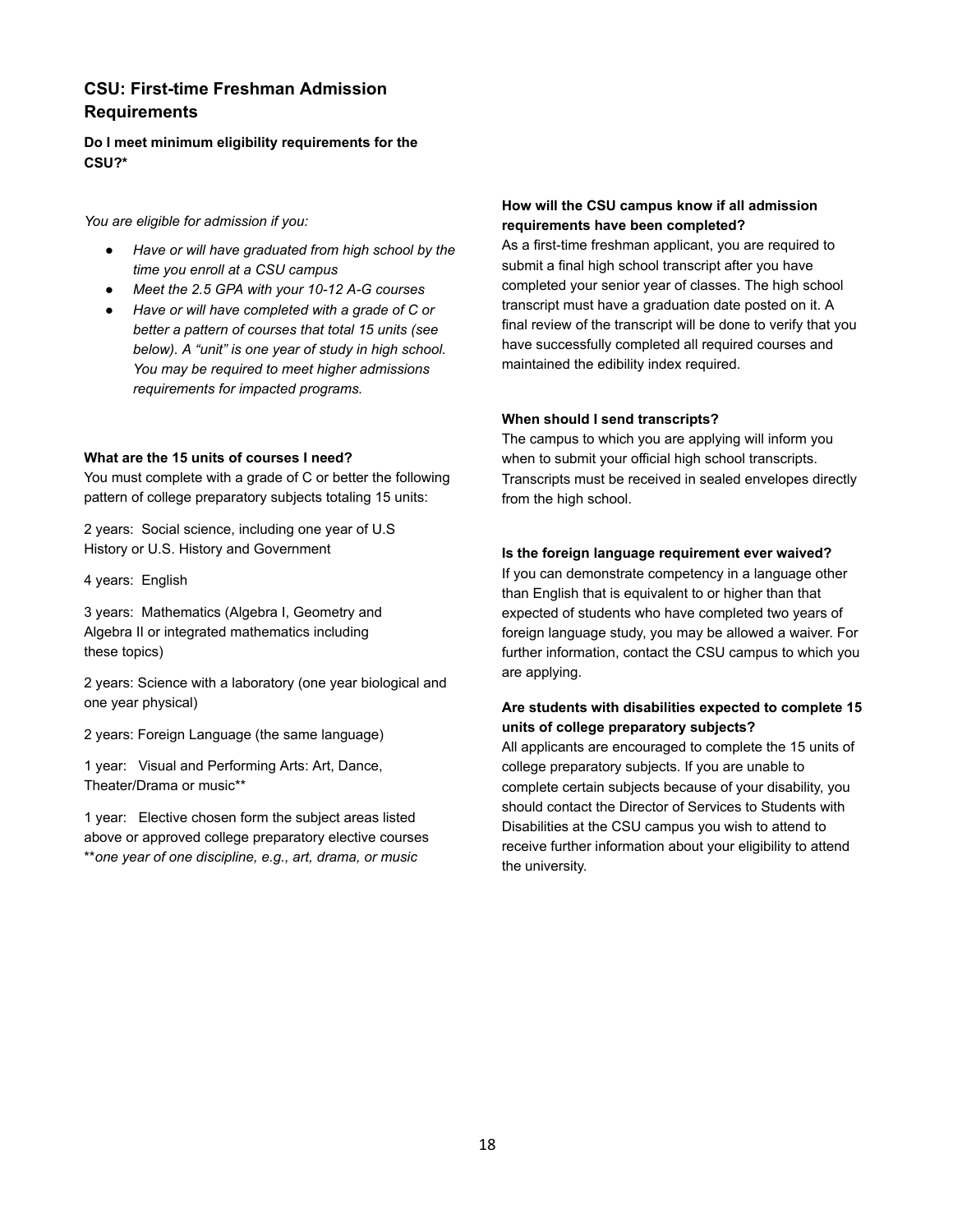## CSU: First-time Freshman Admission Requirements

**Do I meet minimum eligibility requirements for the CSU?***

*You are eligible for admission if you:*

- *Have or will have graduated from high school by the time you enroll at a CSU campus*
- *Meet the 2.5 GPA with your 10-12 A-G courses*
- *Have or will have completed with a grade of C or better a pattern of courses that total 15 units (see below). A "unit" is one year of study in high school. You may be required to meet higher admissions requirements for impacted programs.*

**What are the 15 units of courses I need?**

You must complete with a grade of C or better the following pattern of college preparatory subjects totaling 15 units:

2 years: Social science, including one year of U.S History or U.S. History and Government

4 years: English

3 years: Mathematics (Algebra I, Geometry and Algebra II or integrated mathematics including these topics)

2 years: Science with a laboratory (one year biological and one year physical)

2 years: Foreign Language (the same language)

1 year: Visual and Performing Arts: Art, Dance, Theater/Drama or music**

1 year: Elective chosen form the subject areas listed above or approved college preparatory elective courses

***one year of one discipline, e.g., art, drama, or music*

**How will the CSU campus know if all admission requirements have been completed?**

As a first-time freshman applicant, you are required to submit a final high school transcript after you have completed your senior year of classes. The high school transcript must have a graduation date posted on it. A final review of the transcript will be done to verify that you have successfully completed all required courses and maintained the edibility index required.

**When should I send transcripts?**

The campus to which you are applying will inform you when to submit your official high school transcripts. Transcripts must be received in sealed envelopes directly from the high school.

**Is the foreign language requirement ever waived?**

If you can demonstrate competency in a language other than English that is equivalent to or higher than that expected of students who have completed two years of foreign language study, you may be allowed a waiver. For further information, contact the CSU campus to which you are applying.

**Are students with disabilities expected to complete 15 units of college preparatory subjects?**

All applicants are encouraged to complete the 15 units of college preparatory subjects. If you are unable to complete certain subjects because of your disability, you should contact the Director of Services to Students with Disabilities at the CSU campus you wish to attend to receive further information about your eligibility to attend the university.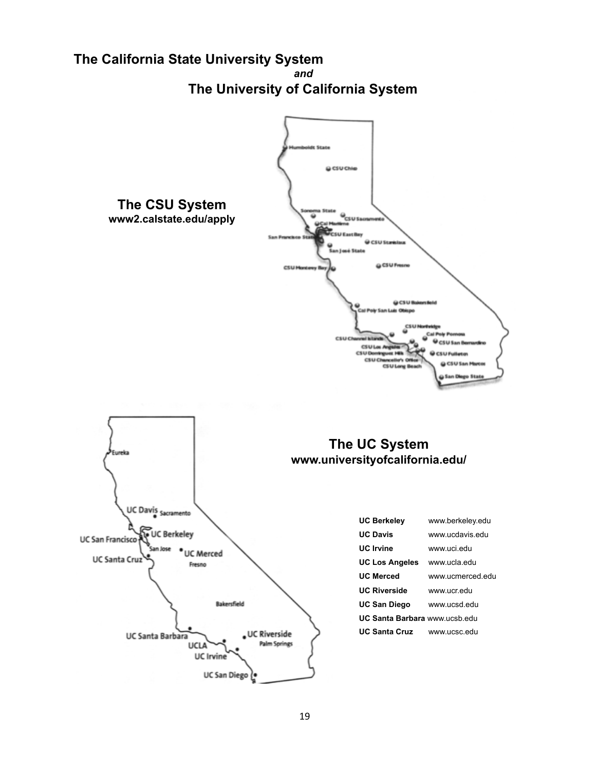# The California State University System

*and*

# The University of California System

## The CSU System

**www2.calstate.edu/apply**

## The UC System

**www.universityofcalifornia.edu/**

| | |
|---|---|
| **UC Berkeley** | www.berkeley.edu |
| **UC Davis** | www.ucdavis.edu |
| **UC Irvine** | www.uci.edu |
| **UC Los Angeles** | www.ucla.edu |
| **UC Merced** | www.ucmerced.edu |
| **UC Riverside** | www.ucr.edu |
| **UC San Diego** | www.ucsd.edu |
| **UC Santa Barbara** | www.ucsb.edu |
| **UC Santa Cruz** | www.ucsc.edu |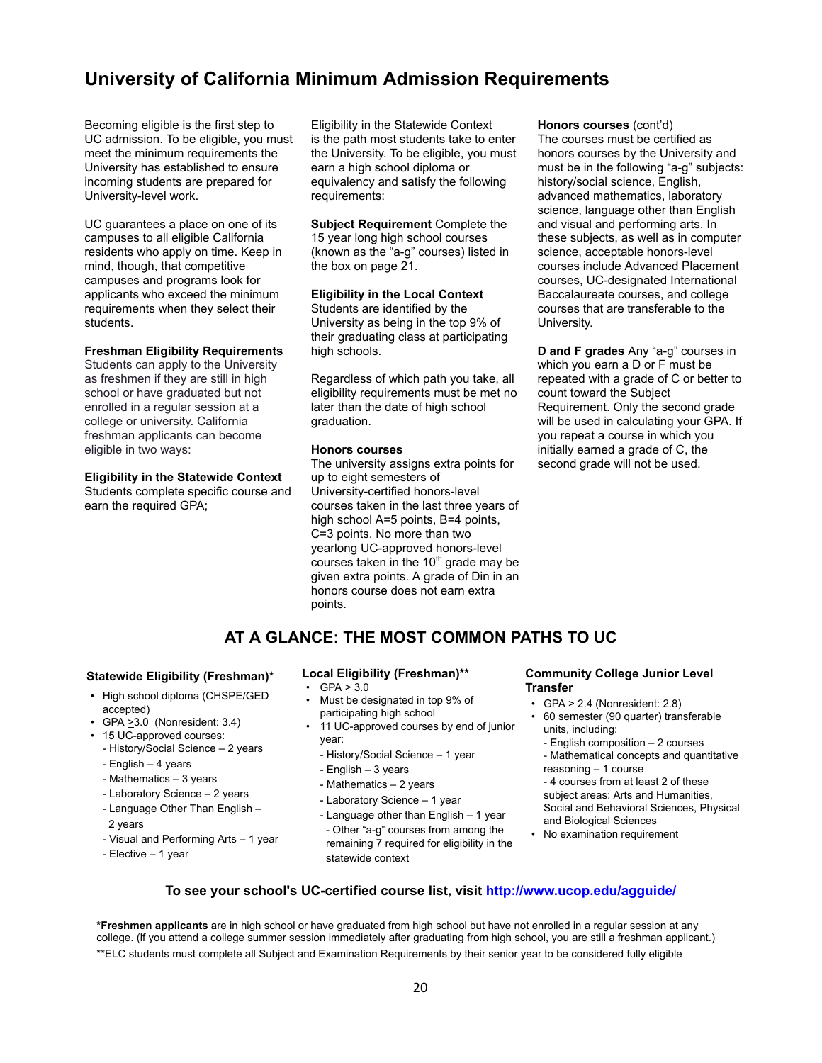# University of California Minimum Admission Requirements

Becoming eligible is the first step to UC admission. To be eligible, you must meet the minimum requirements the University has established to ensure incoming students are prepared for University-level work.

UC guarantees a place on one of its campuses to all eligible California residents who apply on time. Keep in mind, though, that competitive campuses and programs look for applicants who exceed the minimum requirements when they select their students.

**Freshman Eligibility Requirements**
Students can apply to the University as freshmen if they are still in high school or have graduated but not enrolled in a regular session at a college or university. California freshman applicants can become eligible in two ways:

**Eligibility in the Statewide Context**
Students complete specific course and earn the required GPA;

Eligibility in the Statewide Context is the path most students take to enter the University. To be eligible, you must earn a high school diploma or equivalency and satisfy the following requirements:

**Subject Requirement** Complete the 15 year long high school courses (known as the "a-g" courses) listed in the box on page 21.

**Eligibility in the Local Context**
Students are identified by the University as being in the top 9% of their graduating class at participating high schools.

Regardless of which path you take, all eligibility requirements must be met no later than the date of high school graduation.

**Honors courses**
The university assigns extra points for up to eight semesters of University-certified honors-level courses taken in the last three years of high school A=5 points, B=4 points, C=3 points. No more than two yearlong UC-approved honors-level courses taken in the 10th grade may be given extra points. A grade of Din in an honors course does not earn extra points.

**Honors courses** (cont'd)
The courses must be certified as honors courses by the University and must be in the following "a-g" subjects: history/social science, English, advanced mathematics, laboratory science, language other than English and visual and performing arts. In these subjects, as well as in computer science, acceptable honors-level courses include Advanced Placement courses, UC-designated International Baccalaureate courses, and college courses that are transferable to the University.

**D and F grades** Any "a-g" courses in which you earn a D or F must be repeated with a grade of C or better to count toward the Subject Requirement. Only the second grade will be used in calculating your GPA. If you repeat a course in which you initially earned a grade of C, the second grade will not be used.

## AT A GLANCE: THE MOST COMMON PATHS TO UC

**Statewide Eligibility (Freshman)***

- High school diploma (CHSPE/GED accepted)
- GPA ≥3.0 (Nonresident: 3.4)
- 15 UC-approved courses:
  - History/Social Science – 2 years
  - English – 4 years
  - Mathematics – 3 years
  - Laboratory Science – 2 years
  - Language Other Than English – 2 years
  - Visual and Performing Arts – 1 year
  - Elective – 1 year

**Local Eligibility (Freshman)****

- GPA ≥ 3.0
- Must be designated in top 9% of participating high school
- 11 UC-approved courses by end of junior year:
  - History/Social Science – 1 year
  - English – 3 years
  - Mathematics – 2 years
  - Laboratory Science – 1 year
  - Language other than English – 1 year
  - Other "a-g" courses from among the remaining 7 required for eligibility in the statewide context

**Community College Junior Level Transfer**

- GPA ≥ 2.4 (Nonresident: 2.8)
- 60 semester (90 quarter) transferable units, including:
  - English composition – 2 courses
  - Mathematical concepts and quantitative reasoning – 1 course
  - 4 courses from at least 2 of these subject areas: Arts and Humanities, Social and Behavioral Sciences, Physical and Biological Sciences
- No examination requirement

**To see your school's UC-certified course list, visit http://www.ucop.edu/agguide/**

***Freshmen applicants** are in high school or have graduated from high school but have not enrolled in a regular session at any college. (If you attend a college summer session immediately after graduating from high school, you are still a freshman applicant.)

**ELC students must complete all Subject and Examination Requirements by their senior year to be considered fully eligible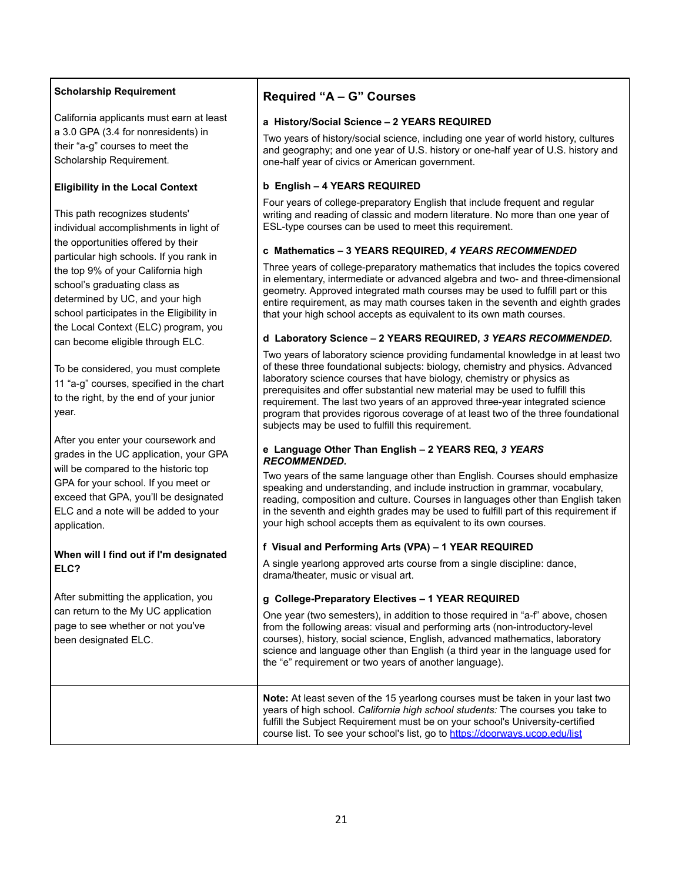**Scholarship Requirement**

California applicants must earn at least a 3.0 GPA (3.4 for nonresidents) in their "a-g" courses to meet the Scholarship Requirement.

**Eligibility in the Local Context**

This path recognizes students' individual accomplishments in light of the opportunities offered by their particular high schools. If you rank in the top 9% of your California high school's graduating class as determined by UC, and your high school participates in the Eligibility in the Local Context (ELC) program, you can become eligible through ELC.

To be considered, you must complete 11 "a-g" courses, specified in the chart to the right, by the end of your junior year.

After you enter your coursework and grades in the UC application, your GPA will be compared to the historic top GPA for your school. If you meet or exceed that GPA, you'll be designated ELC and a note will be added to your application.

**When will I find out if I'm designated ELC?**

After submitting the application, you can return to the My UC application page to see whether or not you've been designated ELC.

## Required "A – G" Courses

**a History/Social Science – 2 YEARS REQUIRED**

Two years of history/social science, including one year of world history, cultures and geography; and one year of U.S. history or one-half year of U.S. history and one-half year of civics or American government.

**b English – 4 YEARS REQUIRED**

Four years of college-preparatory English that include frequent and regular writing and reading of classic and modern literature. No more than one year of ESL-type courses can be used to meet this requirement.

**c Mathematics – 3 YEARS REQUIRED, *4 YEARS RECOMMENDED***

Three years of college-preparatory mathematics that includes the topics covered in elementary, intermediate or advanced algebra and two- and three-dimensional geometry. Approved integrated math courses may be used to fulfill part or this entire requirement, as may math courses taken in the seventh and eighth grades that your high school accepts as equivalent to its own math courses.

**d Laboratory Science – 2 YEARS REQUIRED, *3 YEARS RECOMMENDED.***

Two years of laboratory science providing fundamental knowledge in at least two of these three foundational subjects: biology, chemistry and physics. Advanced laboratory science courses that have biology, chemistry or physics as prerequisites and offer substantial new material may be used to fulfill this requirement. The last two years of an approved three-year integrated science program that provides rigorous coverage of at least two of the three foundational subjects may be used to fulfill this requirement.

**e Language Other Than English – 2 YEARS REQ, *3 YEARS RECOMMENDED.***

Two years of the same language other than English. Courses should emphasize speaking and understanding, and include instruction in grammar, vocabulary, reading, composition and culture. Courses in languages other than English taken in the seventh and eighth grades may be used to fulfill part of this requirement if your high school accepts them as equivalent to its own courses.

**f Visual and Performing Arts (VPA) – 1 YEAR REQUIRED**

A single yearlong approved arts course from a single discipline: dance, drama/theater, music or visual art.

**g College-Preparatory Electives – 1 YEAR REQUIRED**

One year (two semesters), in addition to those required in "a-f" above, chosen from the following areas: visual and performing arts (non-introductory-level courses), history, social science, English, advanced mathematics, laboratory science and language other than English (a third year in the language used for the "e" requirement or two years of another language).

**Note:** At least seven of the 15 yearlong courses must be taken in your last two years of high school. *California high school students:* The courses you take to fulfill the Subject Requirement must be on your school's University-certified course list. To see your school's list, go to https://doorways.ucop.edu/list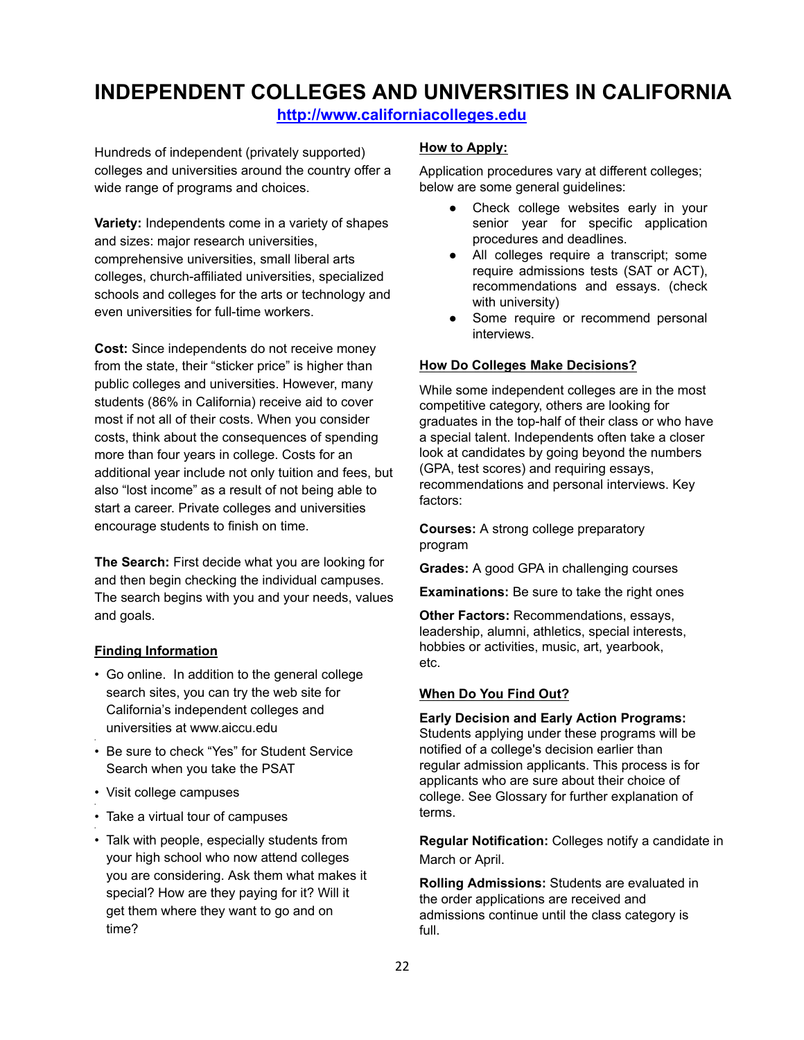# INDEPENDENT COLLEGES AND UNIVERSITIES IN CALIFORNIA

[http://www.californiacolleges.edu](http://www.californiacolleges.edu)

Hundreds of independent (privately supported) colleges and universities around the country offer a wide range of programs and choices.

**Variety:** Independents come in a variety of shapes and sizes: major research universities, comprehensive universities, small liberal arts colleges, church-affiliated universities, specialized schools and colleges for the arts or technology and even universities for full-time workers.

**Cost:** Since independents do not receive money from the state, their "sticker price" is higher than public colleges and universities. However, many students (86% in California) receive aid to cover most if not all of their costs. When you consider costs, think about the consequences of spending more than four years in college. Costs for an additional year include not only tuition and fees, but also "lost income" as a result of not being able to start a career. Private colleges and universities encourage students to finish on time.

**The Search:** First decide what you are looking for and then begin checking the individual campuses. The search begins with you and your needs, values and goals.

## Finding Information

- Go online. In addition to the general college search sites, you can try the web site for California's independent colleges and universities at www.aiccu.edu
- Be sure to check "Yes" for Student Service Search when you take the PSAT
- Visit college campuses
- Take a virtual tour of campuses
- Talk with people, especially students from your high school who now attend colleges you are considering. Ask them what makes it special? How are they paying for it? Will it get them where they want to go and on time?

## How to Apply:

Application procedures vary at different colleges; below are some general guidelines:

- Check college websites early in your senior year for specific application procedures and deadlines.
- All colleges require a transcript; some require admissions tests (SAT or ACT), recommendations and essays. (check with university)
- Some require or recommend personal interviews.

## How Do Colleges Make Decisions?

While some independent colleges are in the most competitive category, others are looking for graduates in the top-half of their class or who have a special talent. Independents often take a closer look at candidates by going beyond the numbers (GPA, test scores) and requiring essays, recommendations and personal interviews. Key factors:

**Courses:** A strong college preparatory program

**Grades:** A good GPA in challenging courses

**Examinations:** Be sure to take the right ones

**Other Factors:** Recommendations, essays, leadership, alumni, athletics, special interests, hobbies or activities, music, art, yearbook, etc.

## When Do You Find Out?

**Early Decision and Early Action Programs:** Students applying under these programs will be notified of a college's decision earlier than regular admission applicants. This process is for applicants who are sure about their choice of college. See Glossary for further explanation of terms.

**Regular Notification:** Colleges notify a candidate in March or April.

**Rolling Admissions:** Students are evaluated in the order applications are received and admissions continue until the class category is full.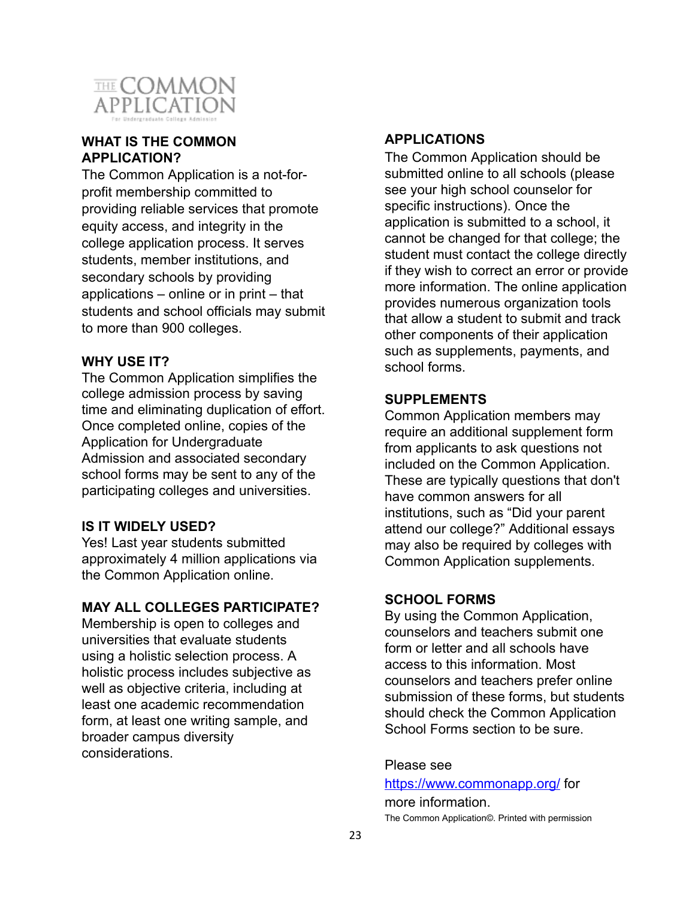THE COMMON APPLICATION

For Undergraduate College Admission

## WHAT IS THE COMMON APPLICATION?

The Common Application is a not-for-profit membership committed to providing reliable services that promote equity access, and integrity in the college application process. It serves students, member institutions, and secondary schools by providing applications – online or in print – that students and school officials may submit to more than 900 colleges.

## WHY USE IT?

The Common Application simplifies the college admission process by saving time and eliminating duplication of effort. Once completed online, copies of the Application for Undergraduate Admission and associated secondary school forms may be sent to any of the participating colleges and universities.

## IS IT WIDELY USED?

Yes! Last year students submitted approximately 4 million applications via the Common Application online.

## MAY ALL COLLEGES PARTICIPATE?

Membership is open to colleges and universities that evaluate students using a holistic selection process. A holistic process includes subjective as well as objective criteria, including at least one academic recommendation form, at least one writing sample, and broader campus diversity considerations.

## APPLICATIONS

The Common Application should be submitted online to all schools (please see your high school counselor for specific instructions). Once the application is submitted to a school, it cannot be changed for that college; the student must contact the college directly if they wish to correct an error or provide more information. The online application provides numerous organization tools that allow a student to submit and track other components of their application such as supplements, payments, and school forms.

## SUPPLEMENTS

Common Application members may require an additional supplement form from applicants to ask questions not included on the Common Application. These are typically questions that don't have common answers for all institutions, such as "Did your parent attend our college?" Additional essays may also be required by colleges with Common Application supplements.

## SCHOOL FORMS

By using the Common Application, counselors and teachers submit one form or letter and all schools have access to this information. Most counselors and teachers prefer online submission of these forms, but students should check the Common Application School Forms section to be sure.

Please see [https://www.commonapp.org/](https://www.commonapp.org/) for more information.

The Common Application©. Printed with permission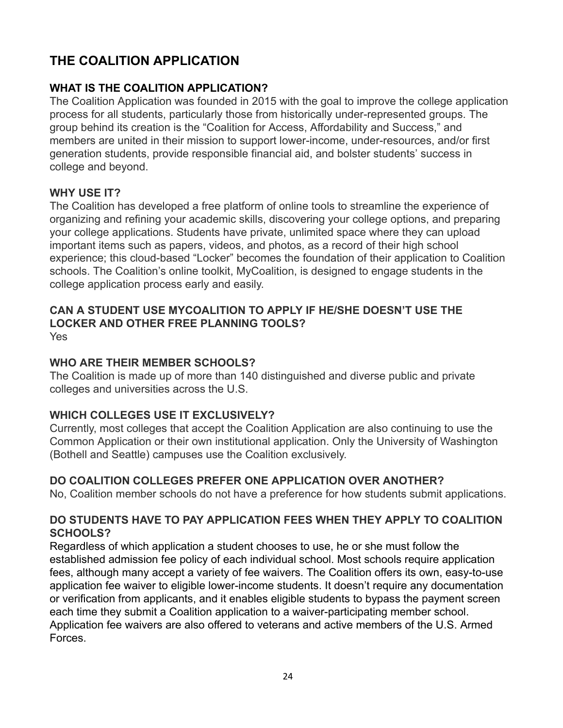# THE COALITION APPLICATION

## WHAT IS THE COALITION APPLICATION?

The Coalition Application was founded in 2015 with the goal to improve the college application process for all students, particularly those from historically under-represented groups. The group behind its creation is the "Coalition for Access, Affordability and Success," and members are united in their mission to support lower-income, under-resources, and/or first generation students, provide responsible financial aid, and bolster students' success in college and beyond.

## WHY USE IT?

The Coalition has developed a free platform of online tools to streamline the experience of organizing and refining your academic skills, discovering your college options, and preparing your college applications. Students have private, unlimited space where they can upload important items such as papers, videos, and photos, as a record of their high school experience; this cloud-based "Locker" becomes the foundation of their application to Coalition schools. The Coalition's online toolkit, MyCoalition, is designed to engage students in the college application process early and easily.

## CAN A STUDENT USE MYCOALITION TO APPLY IF HE/SHE DOESN'T USE THE LOCKER AND OTHER FREE PLANNING TOOLS?

Yes

## WHO ARE THEIR MEMBER SCHOOLS?

The Coalition is made up of more than 140 distinguished and diverse public and private colleges and universities across the U.S.

## WHICH COLLEGES USE IT EXCLUSIVELY?

Currently, most colleges that accept the Coalition Application are also continuing to use the Common Application or their own institutional application. Only the University of Washington (Bothell and Seattle) campuses use the Coalition exclusively.

## DO COALITION COLLEGES PREFER ONE APPLICATION OVER ANOTHER?

No, Coalition member schools do not have a preference for how students submit applications.

## DO STUDENTS HAVE TO PAY APPLICATION FEES WHEN THEY APPLY TO COALITION SCHOOLS?

Regardless of which application a student chooses to use, he or she must follow the established admission fee policy of each individual school. Most schools require application fees, although many accept a variety of fee waivers. The Coalition offers its own, easy-to-use application fee waiver to eligible lower-income students. It doesn't require any documentation or verification from applicants, and it enables eligible students to bypass the payment screen each time they submit a Coalition application to a waiver-participating member school. Application fee waivers are also offered to veterans and active members of the U.S. Armed Forces.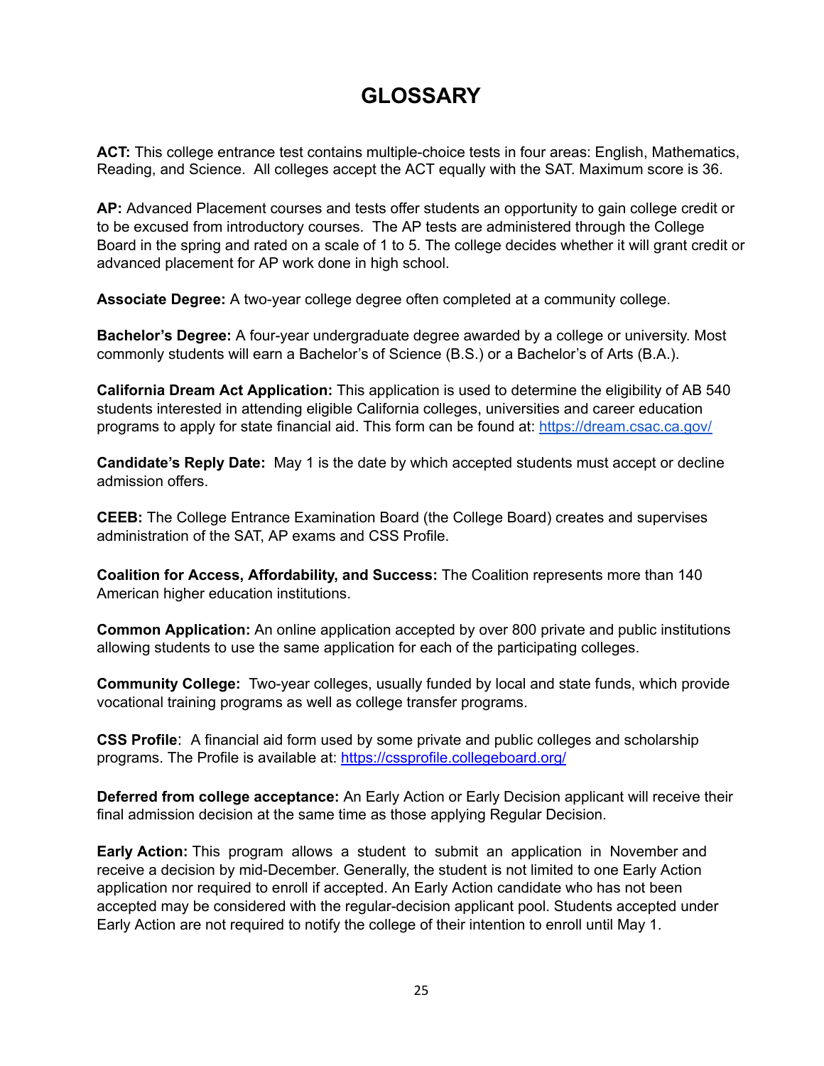# GLOSSARY

**ACT:** This college entrance test contains multiple-choice tests in four areas: English, Mathematics, Reading, and Science. All colleges accept the ACT equally with the SAT. Maximum score is 36.

**AP:** Advanced Placement courses and tests offer students an opportunity to gain college credit or to be excused from introductory courses. The AP tests are administered through the College Board in the spring and rated on a scale of 1 to 5. The college decides whether it will grant credit or advanced placement for AP work done in high school.

**Associate Degree:** A two-year college degree often completed at a community college.

**Bachelor's Degree:** A four-year undergraduate degree awarded by a college or university. Most commonly students will earn a Bachelor's of Science (B.S.) or a Bachelor's of Arts (B.A.).

**California Dream Act Application:** This application is used to determine the eligibility of AB 540 students interested in attending eligible California colleges, universities and career education programs to apply for state financial aid. This form can be found at: [https://dream.csac.ca.gov/](https://dream.csac.ca.gov/)

**Candidate's Reply Date:** May 1 is the date by which accepted students must accept or decline admission offers.

**CEEB:** The College Entrance Examination Board (the College Board) creates and supervises administration of the SAT, AP exams and CSS Profile.

**Coalition for Access, Affordability, and Success:** The Coalition represents more than 140 American higher education institutions.

**Common Application:** An online application accepted by over 800 private and public institutions allowing students to use the same application for each of the participating colleges.

**Community College:** Two-year colleges, usually funded by local and state funds, which provide vocational training programs as well as college transfer programs.

**CSS Profile**: A financial aid form used by some private and public colleges and scholarship programs. The Profile is available at: [https://cssprofile.collegeboard.org/](https://cssprofile.collegeboard.org/)

**Deferred from college acceptance:** An Early Action or Early Decision applicant will receive their final admission decision at the same time as those applying Regular Decision.

**Early Action:** This program allows a student to submit an application in November and receive a decision by mid-December. Generally, the student is not limited to one Early Action application nor required to enroll if accepted. An Early Action candidate who has not been accepted may be considered with the regular-decision applicant pool. Students accepted under Early Action are not required to notify the college of their intention to enroll until May 1.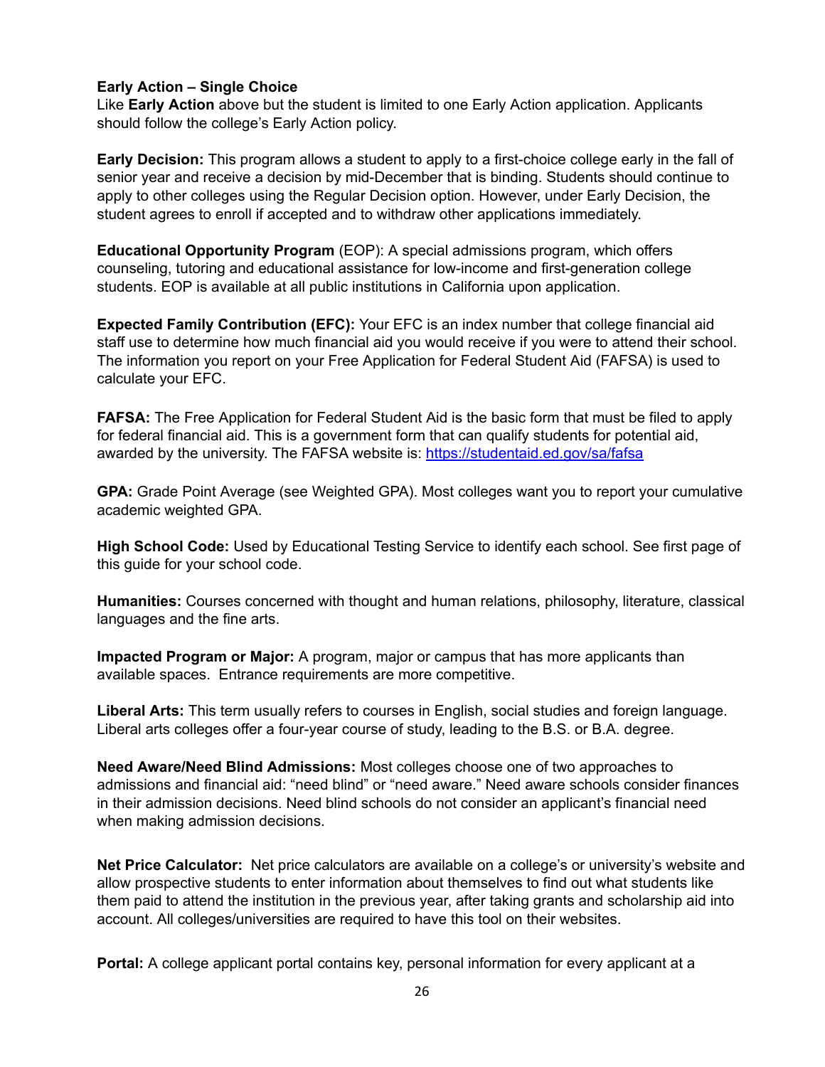**Early Action – Single Choice**
Like **Early Action** above but the student is limited to one Early Action application. Applicants should follow the college's Early Action policy.

**Early Decision:** This program allows a student to apply to a first-choice college early in the fall of senior year and receive a decision by mid-December that is binding. Students should continue to apply to other colleges using the Regular Decision option. However, under Early Decision, the student agrees to enroll if accepted and to withdraw other applications immediately.

**Educational Opportunity Program** (EOP): A special admissions program, which offers counseling, tutoring and educational assistance for low-income and first-generation college students. EOP is available at all public institutions in California upon application.

**Expected Family Contribution (EFC):** Your EFC is an index number that college financial aid staff use to determine how much financial aid you would receive if you were to attend their school. The information you report on your Free Application for Federal Student Aid (FAFSA) is used to calculate your EFC.

**FAFSA:** The Free Application for Federal Student Aid is the basic form that must be filed to apply for federal financial aid. This is a government form that can qualify students for potential aid, awarded by the university. The FAFSA website is: https://studentaid.ed.gov/sa/fafsa

**GPA:** Grade Point Average (see Weighted GPA). Most colleges want you to report your cumulative academic weighted GPA.

**High School Code:** Used by Educational Testing Service to identify each school. See first page of this guide for your school code.

**Humanities:** Courses concerned with thought and human relations, philosophy, literature, classical languages and the fine arts.

**Impacted Program or Major:** A program, major or campus that has more applicants than available spaces. Entrance requirements are more competitive.

**Liberal Arts:** This term usually refers to courses in English, social studies and foreign language. Liberal arts colleges offer a four-year course of study, leading to the B.S. or B.A. degree.

**Need Aware/Need Blind Admissions:** Most colleges choose one of two approaches to admissions and financial aid: "need blind" or "need aware." Need aware schools consider finances in their admission decisions. Need blind schools do not consider an applicant's financial need when making admission decisions.

**Net Price Calculator:** Net price calculators are available on a college's or university's website and allow prospective students to enter information about themselves to find out what students like them paid to attend the institution in the previous year, after taking grants and scholarship aid into account. All colleges/universities are required to have this tool on their websites.

**Portal:** A college applicant portal contains key, personal information for every applicant at a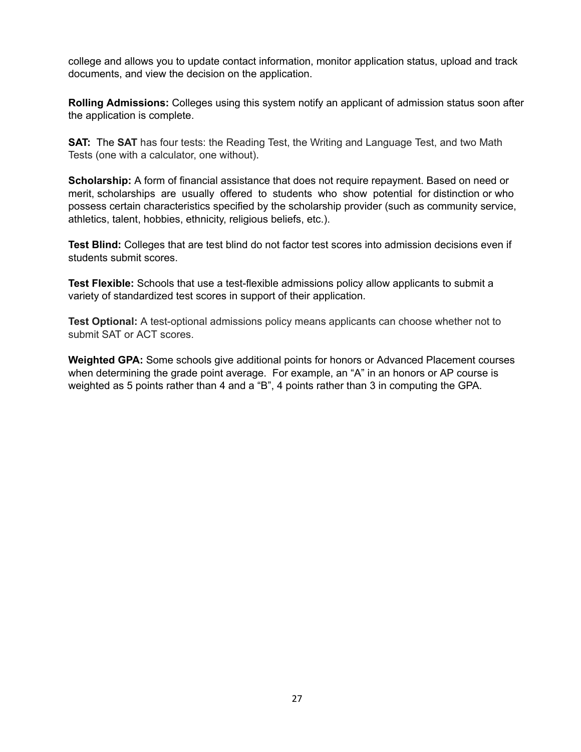college and allows you to update contact information, monitor application status, upload and track documents, and view the decision on the application.

**Rolling Admissions:** Colleges using this system notify an applicant of admission status soon after the application is complete.

**SAT:** The **SAT** has four tests: the Reading Test, the Writing and Language Test, and two Math Tests (one with a calculator, one without).

**Scholarship:** A form of financial assistance that does not require repayment. Based on need or merit, scholarships are usually offered to students who show potential for distinction or who possess certain characteristics specified by the scholarship provider (such as community service, athletics, talent, hobbies, ethnicity, religious beliefs, etc.).

**Test Blind:** Colleges that are test blind do not factor test scores into admission decisions even if students submit scores.

**Test Flexible:** Schools that use a test-flexible admissions policy allow applicants to submit a variety of standardized test scores in support of their application.

**Test Optional:** A test-optional admissions policy means applicants can choose whether not to submit SAT or ACT scores.

**Weighted GPA:** Some schools give additional points for honors or Advanced Placement courses when determining the grade point average. For example, an "A" in an honors or AP course is weighted as 5 points rather than 4 and a "B", 4 points rather than 3 in computing the GPA.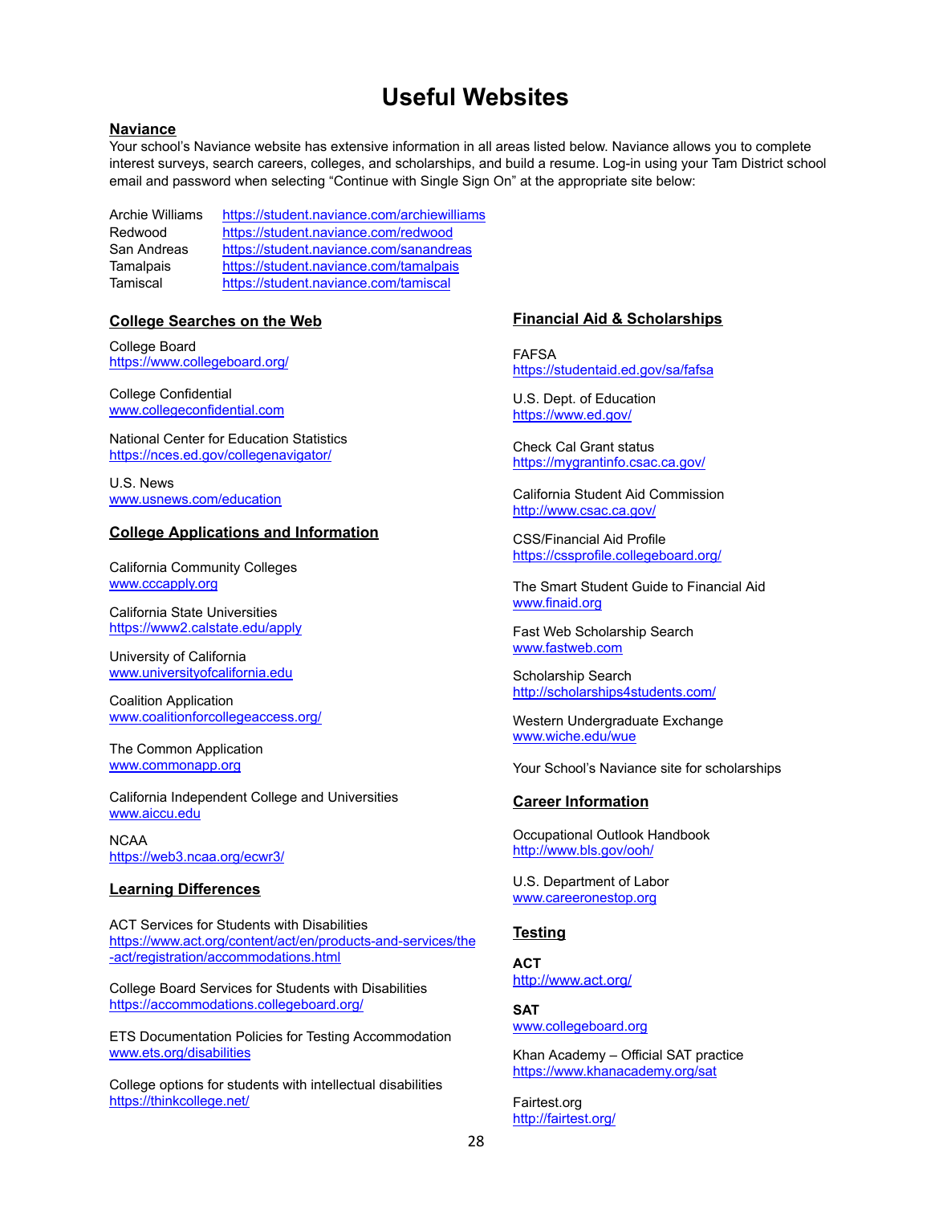# Useful Websites

## Naviance

Your school's Naviance website has extensive information in all areas listed below. Naviance allows you to complete interest surveys, search careers, colleges, and scholarships, and build a resume. Log-in using your Tam District school email and password when selecting "Continue with Single Sign On" at the appropriate site below:

| | |
|---|---|
| Archie Williams | https://student.naviance.com/archiewilliams |
| Redwood | https://student.naviance.com/redwood |
| San Andreas | https://student.naviance.com/sanandreas |
| Tamalpais | https://student.naviance.com/tamalpais |
| Tamiscal | https://student.naviance.com/tamiscal |

## College Searches on the Web

College Board
https://www.collegeboard.org/

College Confidential
www.collegeconfidential.com

National Center for Education Statistics
https://nces.ed.gov/collegenavigator/

U.S. News
www.usnews.com/education

## College Applications and Information

California Community Colleges
www.cccapply.org

California State Universities
https://www2.calstate.edu/apply

University of California
www.universityofcalifornia.edu

Coalition Application
www.coalitionforcollegeaccess.org/

The Common Application
www.commonapp.org

California Independent College and Universities
www.aiccu.edu

NCAA
https://web3.ncaa.org/ecwr3/

## Learning Differences

ACT Services for Students with Disabilities
https://www.act.org/content/act/en/products-and-services/the-act/registration/accommodations.html

College Board Services for Students with Disabilities
https://accommodations.collegeboard.org/

ETS Documentation Policies for Testing Accommodation
www.ets.org/disabilities

College options for students with intellectual disabilities
https://thinkcollege.net/

## Financial Aid & Scholarships

FAFSA
https://studentaid.ed.gov/sa/fafsa

U.S. Dept. of Education
https://www.ed.gov/

Check Cal Grant status
https://mygrantinfo.csac.ca.gov/

California Student Aid Commission
http://www.csac.ca.gov/

CSS/Financial Aid Profile
https://cssprofile.collegeboard.org/

The Smart Student Guide to Financial Aid
www.finaid.org

Fast Web Scholarship Search
www.fastweb.com

Scholarship Search
http://scholarships4students.com/

Western Undergraduate Exchange
www.wiche.edu/wue

Your School's Naviance site for scholarships

## Career Information

Occupational Outlook Handbook
http://www.bls.gov/ooh/

U.S. Department of Labor
www.careeronestop.org

## Testing

**ACT**
http://www.act.org/

**SAT**
www.collegeboard.org

Khan Academy – Official SAT practice
https://www.khanacademy.org/sat

Fairtest.org
http://fairtest.org/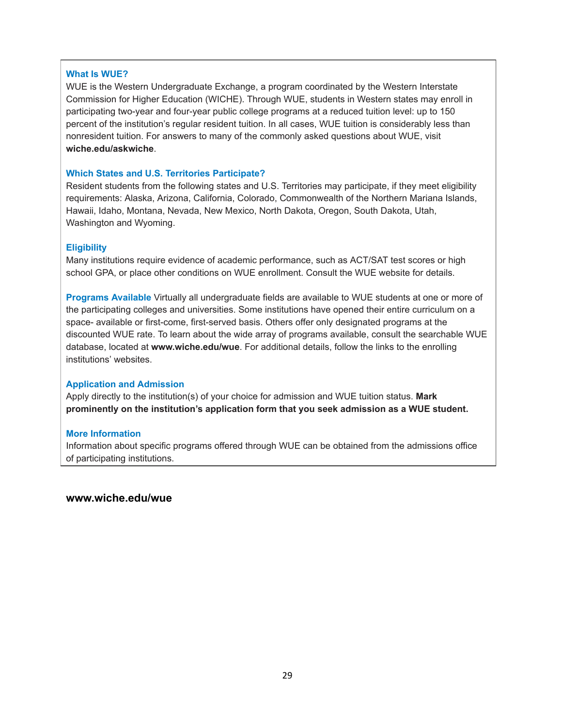### What Is WUE?

WUE is the Western Undergraduate Exchange, a program coordinated by the Western Interstate Commission for Higher Education (WICHE). Through WUE, students in Western states may enroll in participating two-year and four-year public college programs at a reduced tuition level: up to 150 percent of the institution's regular resident tuition. In all cases, WUE tuition is considerably less than nonresident tuition. For answers to many of the commonly asked questions about WUE, visit **wiche.edu/askwiche**.

### Which States and U.S. Territories Participate?

Resident students from the following states and U.S. Territories may participate, if they meet eligibility requirements: Alaska, Arizona, California, Colorado, Commonwealth of the Northern Mariana Islands, Hawaii, Idaho, Montana, Nevada, New Mexico, North Dakota, Oregon, South Dakota, Utah, Washington and Wyoming.

### Eligibility

Many institutions require evidence of academic performance, such as ACT/SAT test scores or high school GPA, or place other conditions on WUE enrollment. Consult the WUE website for details.

**Programs Available** Virtually all undergraduate fields are available to WUE students at one or more of the participating colleges and universities. Some institutions have opened their entire curriculum on a space- available or first-come, first-served basis. Others offer only designated programs at the discounted WUE rate. To learn about the wide array of programs available, consult the searchable WUE database, located at **www.wiche.edu/wue**. For additional details, follow the links to the enrolling institutions' websites.

### Application and Admission

Apply directly to the institution(s) of your choice for admission and WUE tuition status. **Mark prominently on the institution's application form that you seek admission as a WUE student.**

### More Information

Information about specific programs offered through WUE can be obtained from the admissions office of participating institutions.

**www.wiche.edu/wue**